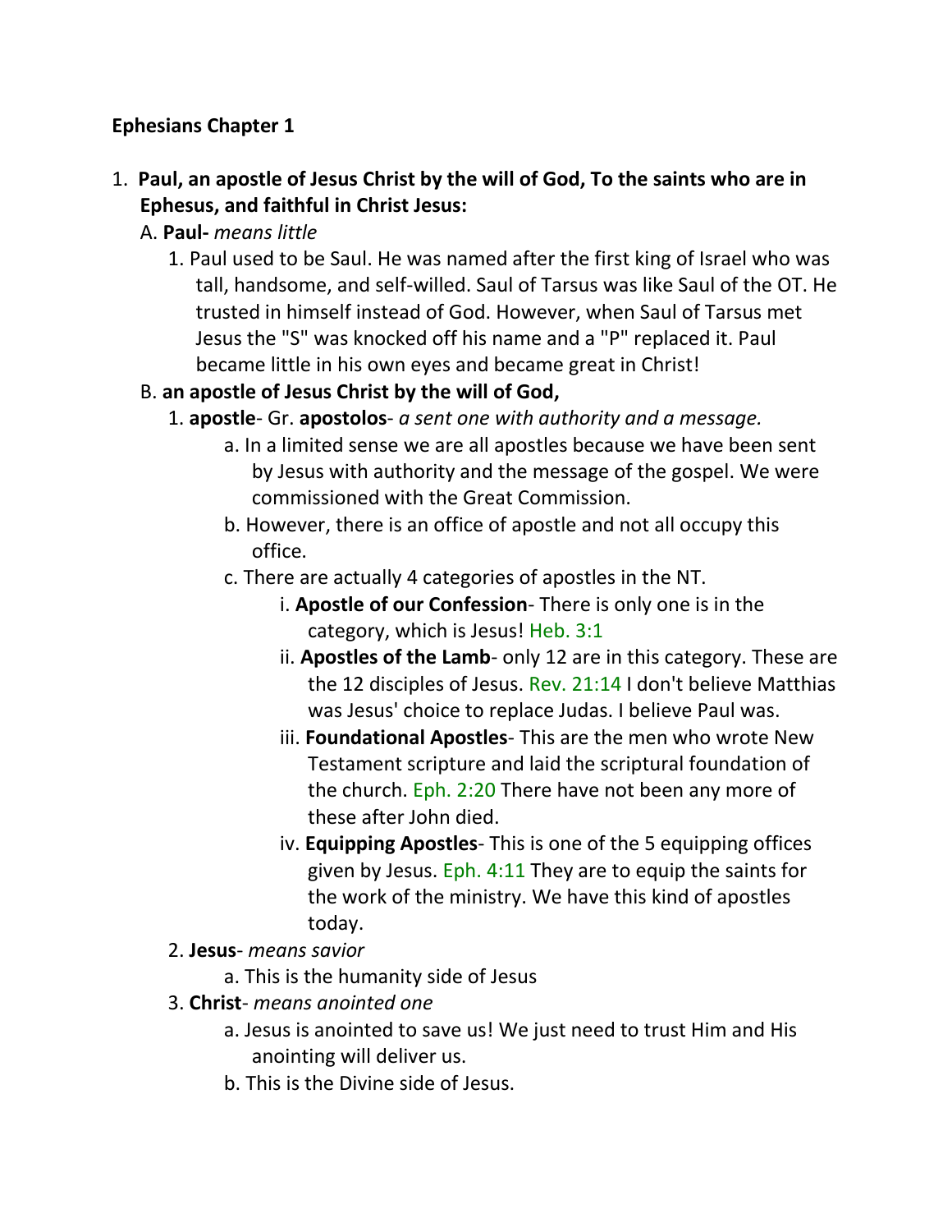**Ephesians Chapter 1**

1. **Paul, an apostle of Jesus Christ by the will of God, To the saints who are in Ephesus, and faithful in Christ Jesus:**
   A. **Paul-** *means little*
      1. Paul used to be Saul. He was named after the first king of Israel who was tall, handsome, and self-willed. Saul of Tarsus was like Saul of the OT. He trusted in himself instead of God. However, when Saul of Tarsus met Jesus the "S" was knocked off his name and a "P" replaced it. Paul became little in his own eyes and became great in Christ!

   B. **an apostle of Jesus Christ by the will of God,**
      1. **apostle**- Gr. **apostolos**- *a sent one with authority and a message.*
         a. In a limited sense we are all apostles because we have been sent by Jesus with authority and the message of the gospel. We were commissioned with the Great Commission.
         b. However, there is an office of apostle and not all occupy this office.
         c. There are actually 4 categories of apostles in the NT.
            i. **Apostle of our Confession**- There is only one is in the category, which is Jesus! Heb. 3:1
            ii. **Apostles of the Lamb**- only 12 are in this category. These are the 12 disciples of Jesus. Rev. 21:14 I don't believe Matthias was Jesus' choice to replace Judas. I believe Paul was.
            iii. **Foundational Apostles**- This are the men who wrote New Testament scripture and laid the scriptural foundation of the church. Eph. 2:20 There have not been any more of these after John died.
            iv. **Equipping Apostles**- This is one of the 5 equipping offices given by Jesus. Eph. 4:11 They are to equip the saints for the work of the ministry. We have this kind of apostles today.
      2. **Jesus**- *means savior*
         a. This is the humanity side of Jesus
      3. **Christ**- *means anointed one*
         a. Jesus is anointed to save us! We just need to trust Him and His anointing will deliver us.
         b. This is the Divine side of Jesus.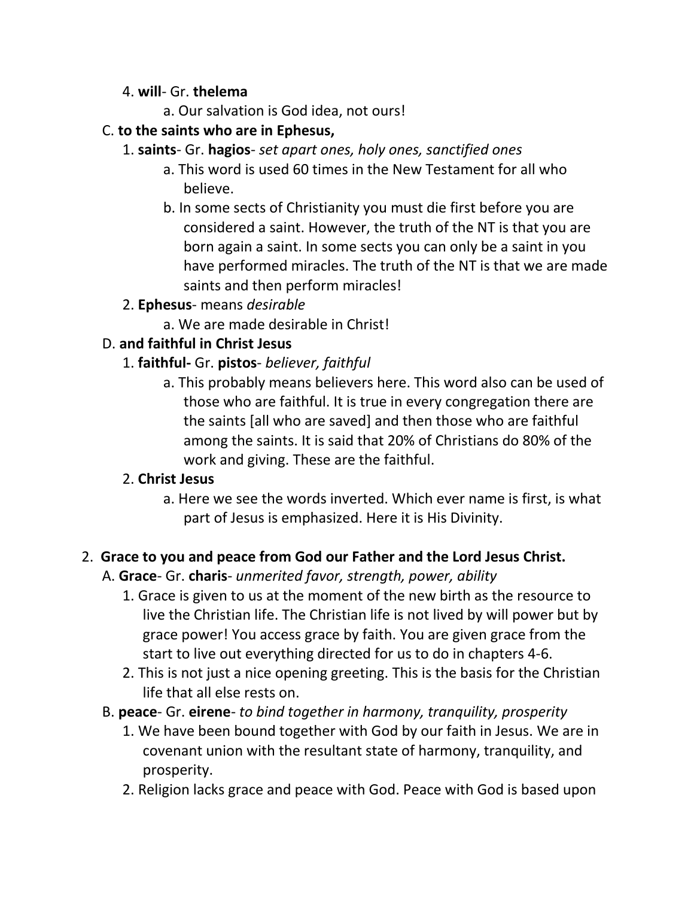4. **will**- Gr. **thelema**
    a. Our salvation is God idea, not ours!

C. **to the saints who are in Ephesus,**

1. **saints**- Gr. **hagios**- *set apart ones, holy ones, sanctified ones*
    a. This word is used 60 times in the New Testament for all who believe.
    b. In some sects of Christianity you must die first before you are considered a saint. However, the truth of the NT is that you are born again a saint. In some sects you can only be a saint in you have performed miracles. The truth of the NT is that we are made saints and then perform miracles!
2. **Ephesus**- means *desirable*
    a. We are made desirable in Christ!

D. **and faithful in Christ Jesus**

1. **faithful-** Gr. **pistos**- *believer, faithful*
    a. This probably means believers here. This word also can be used of those who are faithful. It is true in every congregation there are the saints [all who are saved] and then those who are faithful among the saints. It is said that 20% of Christians do 80% of the work and giving. These are the faithful.
2. **Christ Jesus**
    a. Here we see the words inverted. Which ever name is first, is what part of Jesus is emphasized. Here it is His Divinity.

2. **Grace to you and peace from God our Father and the Lord Jesus Christ.**

A. **Grace**- Gr. **charis**- *unmerited favor, strength, power, ability*

1. Grace is given to us at the moment of the new birth as the resource to live the Christian life. The Christian life is not lived by will power but by grace power! You access grace by faith. You are given grace from the start to live out everything directed for us to do in chapters 4-6.
2. This is not just a nice opening greeting. This is the basis for the Christian life that all else rests on.

B. **peace**- Gr. **eirene**- *to bind together in harmony, tranquility, prosperity*

1. We have been bound together with God by our faith in Jesus. We are in covenant union with the resultant state of harmony, tranquility, and prosperity.
2. Religion lacks grace and peace with God. Peace with God is based upon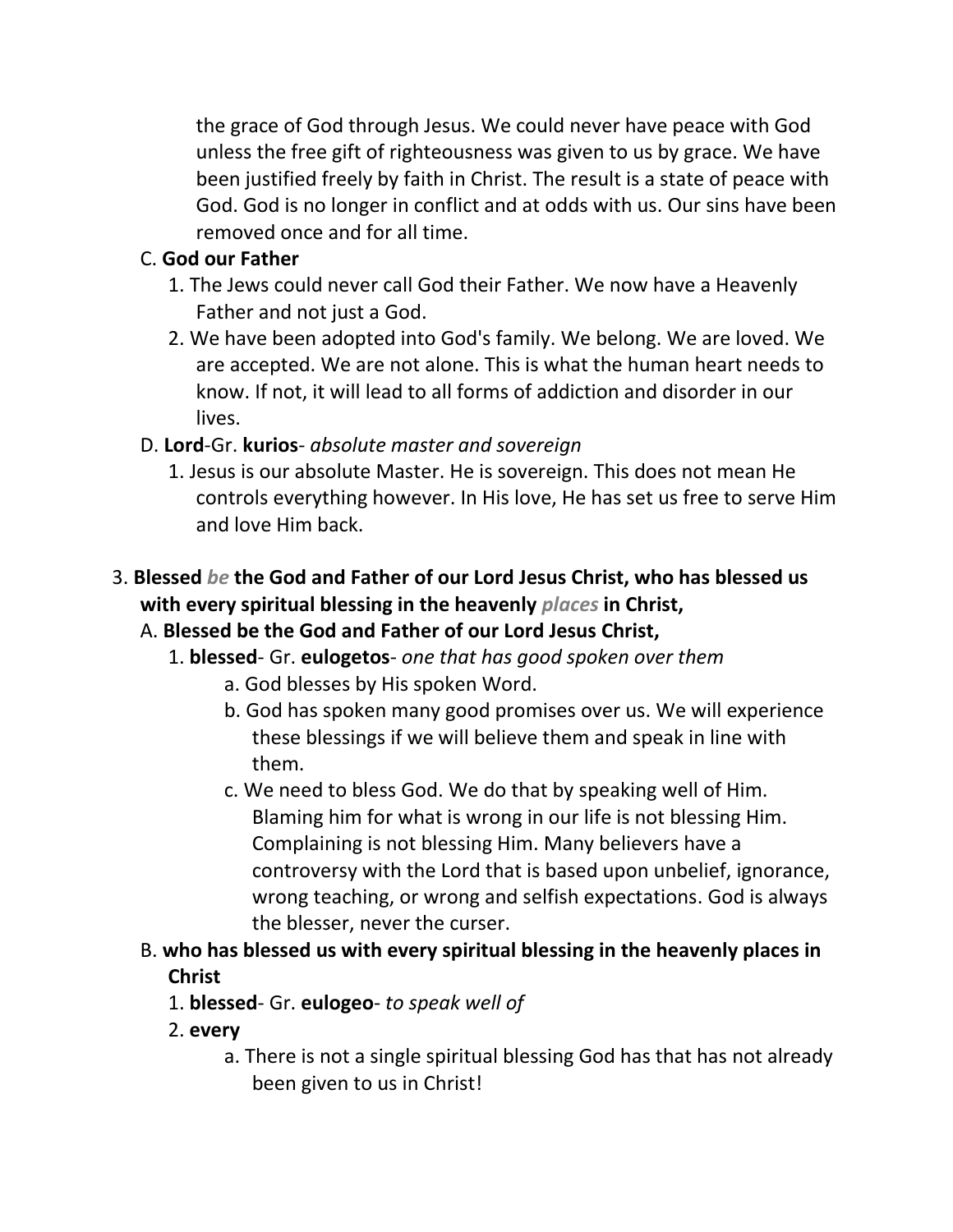the grace of God through Jesus. We could never have peace with God unless the free gift of righteousness was given to us by grace. We have been justified freely by faith in Christ. The result is a state of peace with God. God is no longer in conflict and at odds with us. Our sins have been removed once and for all time.

C. **God our Father**

1. The Jews could never call God their Father. We now have a Heavenly Father and not just a God.
2. We have been adopted into God's family. We belong. We are loved. We are accepted. We are not alone. This is what the human heart needs to know. If not, it will lead to all forms of addiction and disorder in our lives.

D. **Lord**-Gr. **kurios**- *absolute master and sovereign*

1. Jesus is our absolute Master. He is sovereign. This does not mean He controls everything however. In His love, He has set us free to serve Him and love Him back.

3. **Blessed *be* the God and Father of our Lord Jesus Christ, who has blessed us with every spiritual blessing in the heavenly *places* in Christ,**

A. **Blessed be the God and Father of our Lord Jesus Christ,**

1. **blessed**- Gr. **eulogetos**- *one that has good spoken over them*
   a. God blesses by His spoken Word.
   b. God has spoken many good promises over us. We will experience these blessings if we will believe them and speak in line with them.
   c. We need to bless God. We do that by speaking well of Him. Blaming him for what is wrong in our life is not blessing Him. Complaining is not blessing Him. Many believers have a controversy with the Lord that is based upon unbelief, ignorance, wrong teaching, or wrong and selfish expectations. God is always the blesser, never the curser.

B. **who has blessed us with every spiritual blessing in the heavenly places in Christ**

1. **blessed**- Gr. **eulogeo**- *to speak well of*
2. **every**
   a. There is not a single spiritual blessing God has that has not already been given to us in Christ!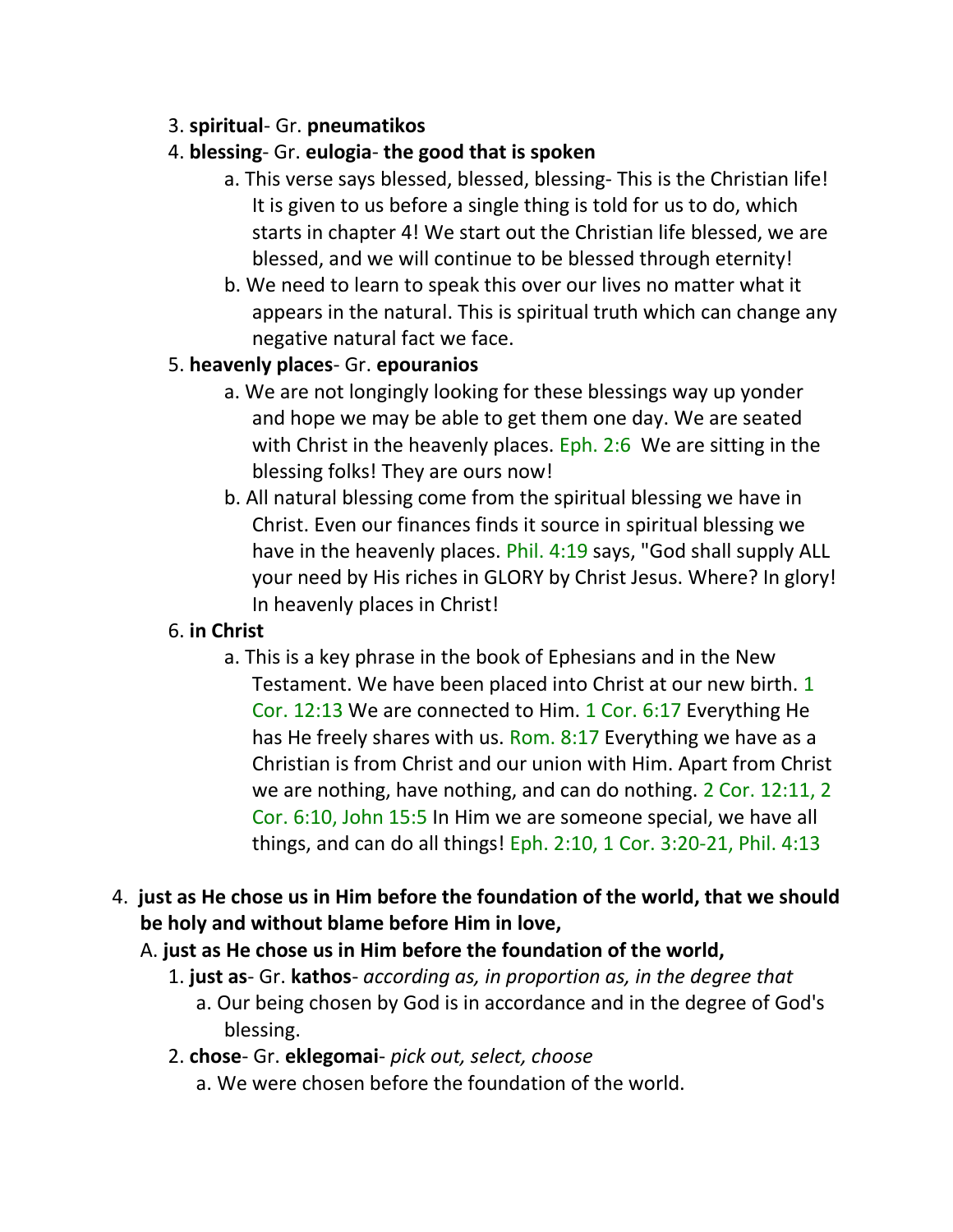3. **spiritual**- Gr. **pneumatikos**

4. **blessing**- Gr. **eulogia**- **the good that is spoken**

    a. This verse says blessed, blessed, blessing- This is the Christian life! It is given to us before a single thing is told for us to do, which starts in chapter 4! We start out the Christian life blessed, we are blessed, and we will continue to be blessed through eternity!

    b. We need to learn to speak this over our lives no matter what it appears in the natural. This is spiritual truth which can change any negative natural fact we face.

5. **heavenly places**- Gr. **epouranios**

    a. We are not longingly looking for these blessings way up yonder and hope we may be able to get them one day. We are seated with Christ in the heavenly places. Eph. 2:6  We are sitting in the blessing folks! They are ours now!

    b. All natural blessing come from the spiritual blessing we have in Christ. Even our finances finds it source in spiritual blessing we have in the heavenly places. Phil. 4:19 says, "God shall supply ALL your need by His riches in GLORY by Christ Jesus. Where? In glory! In heavenly places in Christ!

6. **in Christ**

    a. This is a key phrase in the book of Ephesians and in the New Testament. We have been placed into Christ at our new birth. 1 Cor. 12:13 We are connected to Him. 1 Cor. 6:17 Everything He has He freely shares with us. Rom. 8:17 Everything we have as a Christian is from Christ and our union with Him. Apart from Christ we are nothing, have nothing, and can do nothing. 2 Cor. 12:11, 2 Cor. 6:10, John 15:5 In Him we are someone special, we have all things, and can do all things! Eph. 2:10, 1 Cor. 3:20-21, Phil. 4:13

4. **just as He chose us in Him before the foundation of the world, that we should be holy and without blame before Him in love,**

    A. **just as He chose us in Him before the foundation of the world,**

    1. **just as**- Gr. **kathos**- *according as, in proportion as, in the degree that*

        a. Our being chosen by God is in accordance and in the degree of God's blessing.

    2. **chose**- Gr. **eklegomai**- *pick out, select, choose*

        a. We were chosen before the foundation of the world.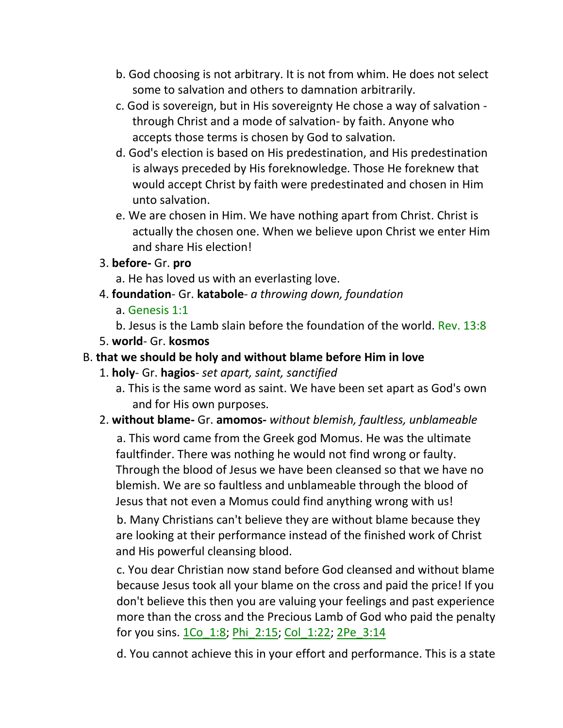b. God choosing is not arbitrary. It is not from whim. He does not select some to salvation and others to damnation arbitrarily.

c. God is sovereign, but in His sovereignty He chose a way of salvation - through Christ and a mode of salvation- by faith. Anyone who accepts those terms is chosen by God to salvation.

d. God's election is based on His predestination, and His predestination is always preceded by His foreknowledge. Those He foreknew that would accept Christ by faith were predestinated and chosen in Him unto salvation.

e. We are chosen in Him. We have nothing apart from Christ. Christ is actually the chosen one. When we believe upon Christ we enter Him and share His election!

3. **before-** Gr. **pro**

   a. He has loved us with an everlasting love.

4. **foundation**- Gr. **katabole**- *a throwing down, foundation*

   a. Genesis 1:1

   b. Jesus is the Lamb slain before the foundation of the world. Rev. 13:8

5. **world**- Gr. **kosmos**

B. **that we should be holy and without blame before Him in love**

1. **holy**- Gr. **hagios**- *set apart, saint, sanctified*

   a. This is the same word as saint. We have been set apart as God's own and for His own purposes.

2. **without blame-** Gr. **amomos-** *without blemish, faultless, unblameable*

   a. This word came from the Greek god Momus. He was the ultimate faultfinder. There was nothing he would not find wrong or faulty. Through the blood of Jesus we have been cleansed so that we have no blemish. We are so faultless and unblameable through the blood of Jesus that not even a Momus could find anything wrong with us!

   b. Many Christians can't believe they are without blame because they are looking at their performance instead of the finished work of Christ and His powerful cleansing blood.

   c. You dear Christian now stand before God cleansed and without blame because Jesus took all your blame on the cross and paid the price! If you don't believe this then you are valuing your feelings and past experience more than the cross and the Precious Lamb of God who paid the penalty for you sins. 1Co_1:8; Phi_2:15; Col_1:22; 2Pe_3:14

   d. You cannot achieve this in your effort and performance. This is a state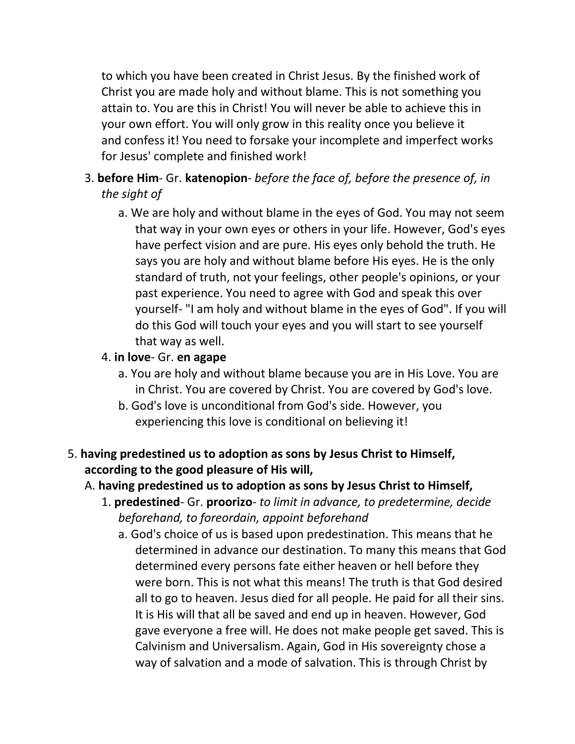to which you have been created in Christ Jesus. By the finished work of Christ you are made holy and without blame. This is not something you attain to. You are this in Christ! You will never be able to achieve this in your own effort. You will only grow in this reality once you believe it and confess it! You need to forsake your incomplete and imperfect works for Jesus' complete and finished work!

3. **before Him**- Gr. **katenopion**- *before the face of, before the presence of, in the sight of*
   a. We are holy and without blame in the eyes of God. You may not seem that way in your own eyes or others in your life. However, God's eyes have perfect vision and are pure. His eyes only behold the truth. He says you are holy and without blame before His eyes. He is the only standard of truth, not your feelings, other people's opinions, or your past experience. You need to agree with God and speak this over yourself- "I am holy and without blame in the eyes of God". If you will do this God will touch your eyes and you will start to see yourself that way as well.
4. **in love**- Gr. **en agape**
   a. You are holy and without blame because you are in His Love. You are in Christ. You are covered by Christ. You are covered by God's love.
   b. God's love is unconditional from God's side. However, you experiencing this love is conditional on believing it!

5. **having predestined us to adoption as sons by Jesus Christ to Himself, according to the good pleasure of His will,**
   A. **having predestined us to adoption as sons by Jesus Christ to Himself,**
      1. **predestined**- Gr. **proorizo**- *to limit in advance, to predetermine, decide beforehand, to foreordain, appoint beforehand*
         a. God's choice of us is based upon predestination. This means that he determined in advance our destination. To many this means that God determined every persons fate either heaven or hell before they were born. This is not what this means! The truth is that God desired all to go to heaven. Jesus died for all people. He paid for all their sins. It is His will that all be saved and end up in heaven. However, God gave everyone a free will. He does not make people get saved. This is Calvinism and Universalism. Again, God in His sovereignty chose a way of salvation and a mode of salvation. This is through Christ by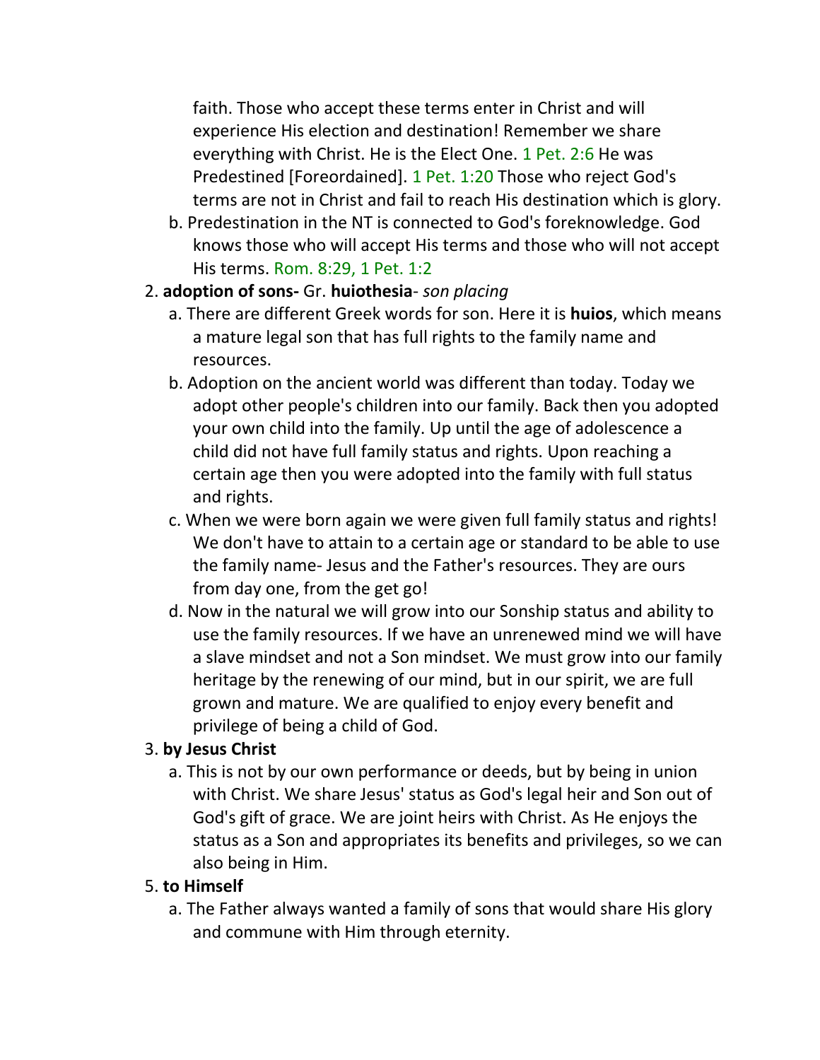faith. Those who accept these terms enter in Christ and will experience His election and destination! Remember we share everything with Christ. He is the Elect One. 1 Pet. 2:6 He was Predestined [Foreordained]. 1 Pet. 1:20 Those who reject God's terms are not in Christ and fail to reach His destination which is glory.

   b. Predestination in the NT is connected to God's foreknowledge. God knows those who will accept His terms and those who will not accept His terms. Rom. 8:29, 1 Pet. 1:2

2. **adoption of sons-** Gr. **huiothesia**- *son placing*
   a. There are different Greek words for son. Here it is **huios**, which means a mature legal son that has full rights to the family name and resources.
   b. Adoption on the ancient world was different than today. Today we adopt other people's children into our family. Back then you adopted your own child into the family. Up until the age of adolescence a child did not have full family status and rights. Upon reaching a certain age then you were adopted into the family with full status and rights.
   c. When we were born again we were given full family status and rights! We don't have to attain to a certain age or standard to be able to use the family name- Jesus and the Father's resources. They are ours from day one, from the get go!
   d. Now in the natural we will grow into our Sonship status and ability to use the family resources. If we have an unrenewed mind we will have a slave mindset and not a Son mindset. We must grow into our family heritage by the renewing of our mind, but in our spirit, we are full grown and mature. We are qualified to enjoy every benefit and privilege of being a child of God.

3. **by Jesus Christ**
   a. This is not by our own performance or deeds, but by being in union with Christ. We share Jesus' status as God's legal heir and Son out of God's gift of grace. We are joint heirs with Christ. As He enjoys the status as a Son and appropriates its benefits and privileges, so we can also being in Him.

5. **to Himself**
   a. The Father always wanted a family of sons that would share His glory and commune with Him through eternity.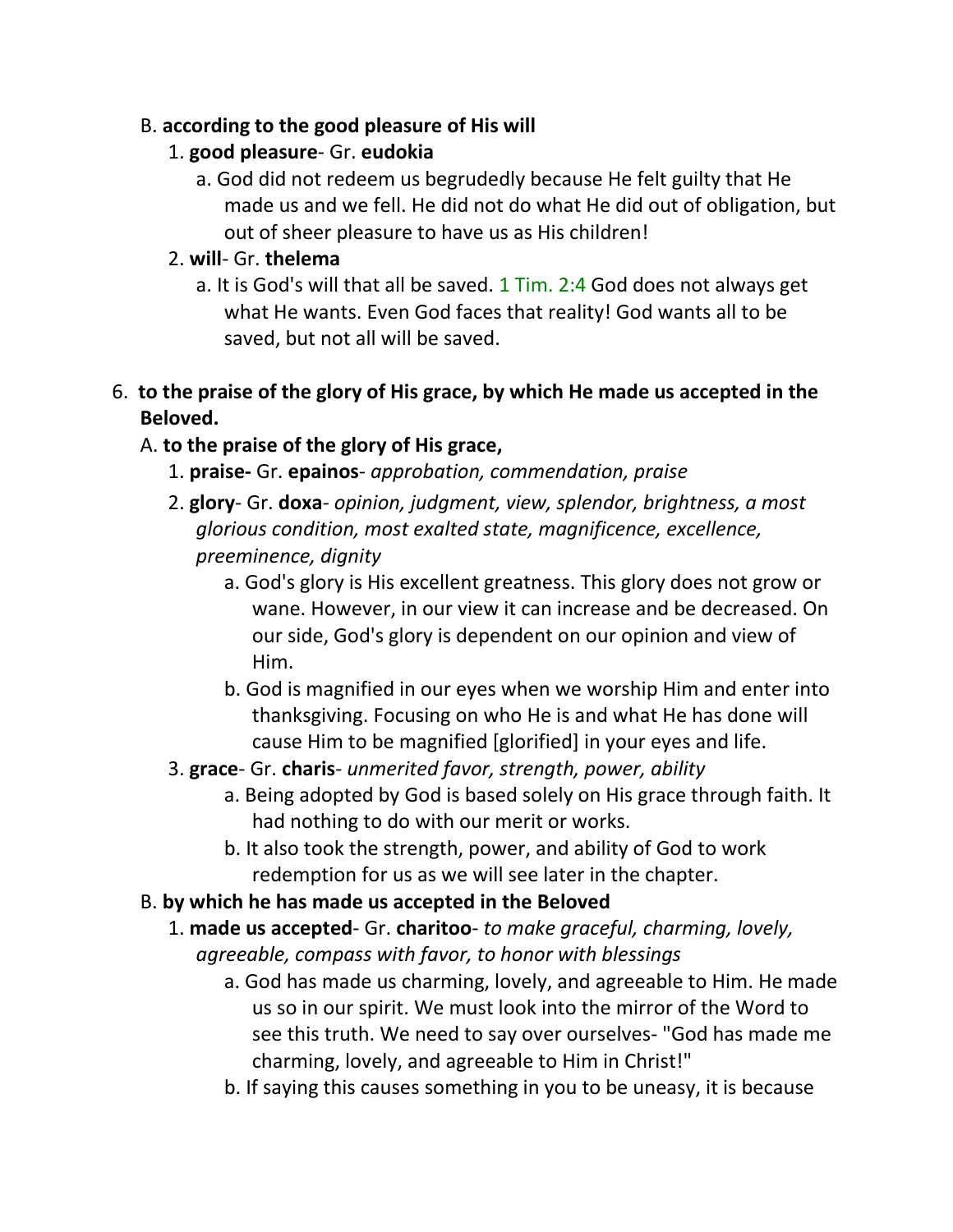B. **according to the good pleasure of His will**

1. **good pleasure**- Gr. **eudokia**
   a. God did not redeem us begrudedly because He felt guilty that He made us and we fell. He did not do what He did out of obligation, but out of sheer pleasure to have us as His children!
2. **will**- Gr. **thelema**
   a. It is God's will that all be saved. 1 Tim. 2:4 God does not always get what He wants. Even God faces that reality! God wants all to be saved, but not all will be saved.

6. **to the praise of the glory of His grace, by which He made us accepted in the Beloved.**

A. **to the praise of the glory of His grace,**

1. **praise-** Gr. **epainos**- *approbation, commendation, praise*
2. **glory**- Gr. **doxa**- *opinion, judgment, view, splendor, brightness, a most glorious condition, most exalted state, magnificence, excellence, preeminence, dignity*
   a. God's glory is His excellent greatness. This glory does not grow or wane. However, in our view it can increase and be decreased. On our side, God's glory is dependent on our opinion and view of Him.
   b. God is magnified in our eyes when we worship Him and enter into thanksgiving. Focusing on who He is and what He has done will cause Him to be magnified [glorified] in your eyes and life.
3. **grace**- Gr. **charis**- *unmerited favor, strength, power, ability*
   a. Being adopted by God is based solely on His grace through faith. It had nothing to do with our merit or works.
   b. It also took the strength, power, and ability of God to work redemption for us as we will see later in the chapter.

B. **by which he has made us accepted in the Beloved**

1. **made us accepted**- Gr. **charitoo**- *to make graceful, charming, lovely, agreeable, compass with favor, to honor with blessings*
   a. God has made us charming, lovely, and agreeable to Him. He made us so in our spirit. We must look into the mirror of the Word to see this truth. We need to say over ourselves- "God has made me charming, lovely, and agreeable to Him in Christ!"
   b. If saying this causes something in you to be uneasy, it is because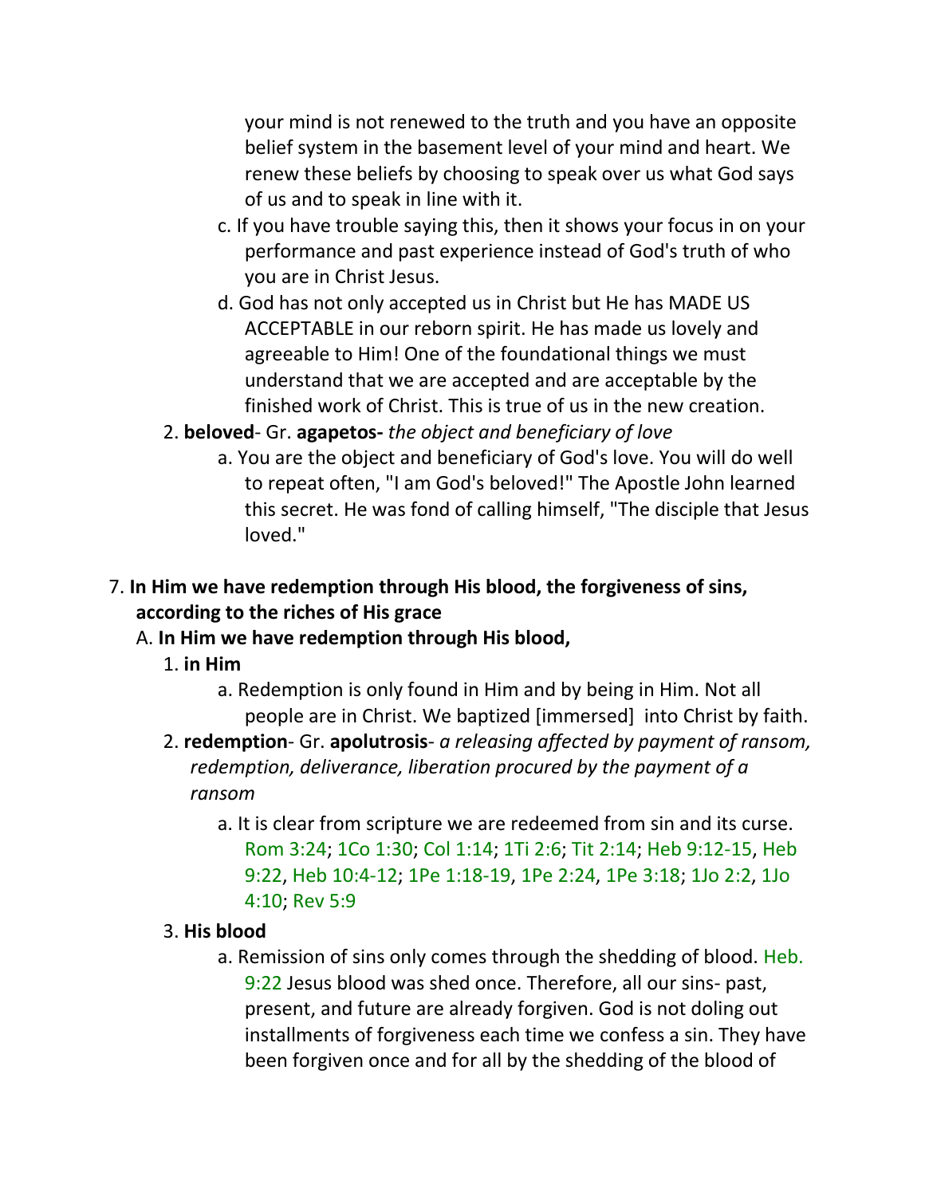your mind is not renewed to the truth and you have an opposite belief system in the basement level of your mind and heart. We renew these beliefs by choosing to speak over us what God says of us and to speak in line with it.

   c. If you have trouble saying this, then it shows your focus in on your performance and past experience instead of God's truth of who you are in Christ Jesus.

   d. God has not only accepted us in Christ but He has MADE US ACCEPTABLE in our reborn spirit. He has made us lovely and agreeable to Him! One of the foundational things we must understand that we are accepted and are acceptable by the finished work of Christ. This is true of us in the new creation.

2. **beloved**- Gr. **agapetos-** *the object and beneficiary of love*

   a. You are the object and beneficiary of God's love. You will do well to repeat often, "I am God's beloved!" The Apostle John learned this secret. He was fond of calling himself, "The disciple that Jesus loved."

7. **In Him we have redemption through His blood, the forgiveness of sins, according to the riches of His grace**

   A. **In Him we have redemption through His blood,**

   1. **in Him**

      a. Redemption is only found in Him and by being in Him. Not all people are in Christ. We baptized [immersed] into Christ by faith.

   2. **redemption**- Gr. **apolutrosis**- *a releasing affected by payment of ransom, redemption, deliverance, liberation procured by the payment of a ransom*

      a. It is clear from scripture we are redeemed from sin and its curse. Rom 3:24; 1Co 1:30; Col 1:14; 1Ti 2:6; Tit 2:14; Heb 9:12-15, Heb 9:22, Heb 10:4-12; 1Pe 1:18-19, 1Pe 2:24, 1Pe 3:18; 1Jo 2:2, 1Jo 4:10; Rev 5:9

   3. **His blood**

      a. Remission of sins only comes through the shedding of blood. Heb. 9:22 Jesus blood was shed once. Therefore, all our sins- past, present, and future are already forgiven. God is not doling out installments of forgiveness each time we confess a sin. They have been forgiven once and for all by the shedding of the blood of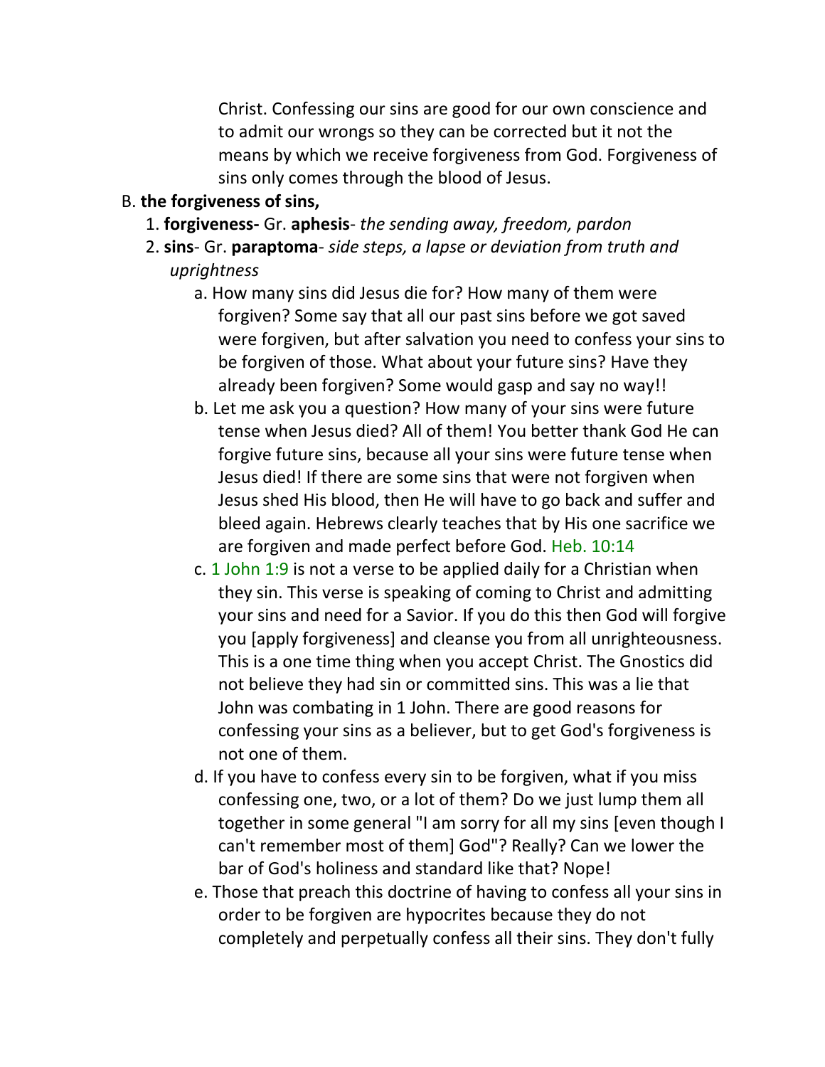Christ. Confessing our sins are good for our own conscience and to admit our wrongs so they can be corrected but it not the means by which we receive forgiveness from God. Forgiveness of sins only comes through the blood of Jesus.

B. **the forgiveness of sins,**

1. **forgiveness-** Gr. **aphesis**- *the sending away, freedom, pardon*
2. **sins**- Gr. **paraptoma**- *side steps, a lapse or deviation from truth and uprightness*
    a. How many sins did Jesus die for? How many of them were forgiven? Some say that all our past sins before we got saved were forgiven, but after salvation you need to confess your sins to be forgiven of those. What about your future sins? Have they already been forgiven? Some would gasp and say no way!!
    b. Let me ask you a question? How many of your sins were future tense when Jesus died? All of them! You better thank God He can forgive future sins, because all your sins were future tense when Jesus died! If there are some sins that were not forgiven when Jesus shed His blood, then He will have to go back and suffer and bleed again. Hebrews clearly teaches that by His one sacrifice we are forgiven and made perfect before God. Heb. 10:14
    c. 1 John 1:9 is not a verse to be applied daily for a Christian when they sin. This verse is speaking of coming to Christ and admitting your sins and need for a Savior. If you do this then God will forgive you [apply forgiveness] and cleanse you from all unrighteousness. This is a one time thing when you accept Christ. The Gnostics did not believe they had sin or committed sins. This was a lie that John was combating in 1 John. There are good reasons for confessing your sins as a believer, but to get God's forgiveness is not one of them.
    d. If you have to confess every sin to be forgiven, what if you miss confessing one, two, or a lot of them? Do we just lump them all together in some general "I am sorry for all my sins [even though I can't remember most of them] God"? Really? Can we lower the bar of God's holiness and standard like that? Nope!
    e. Those that preach this doctrine of having to confess all your sins in order to be forgiven are hypocrites because they do not completely and perpetually confess all their sins. They don't fully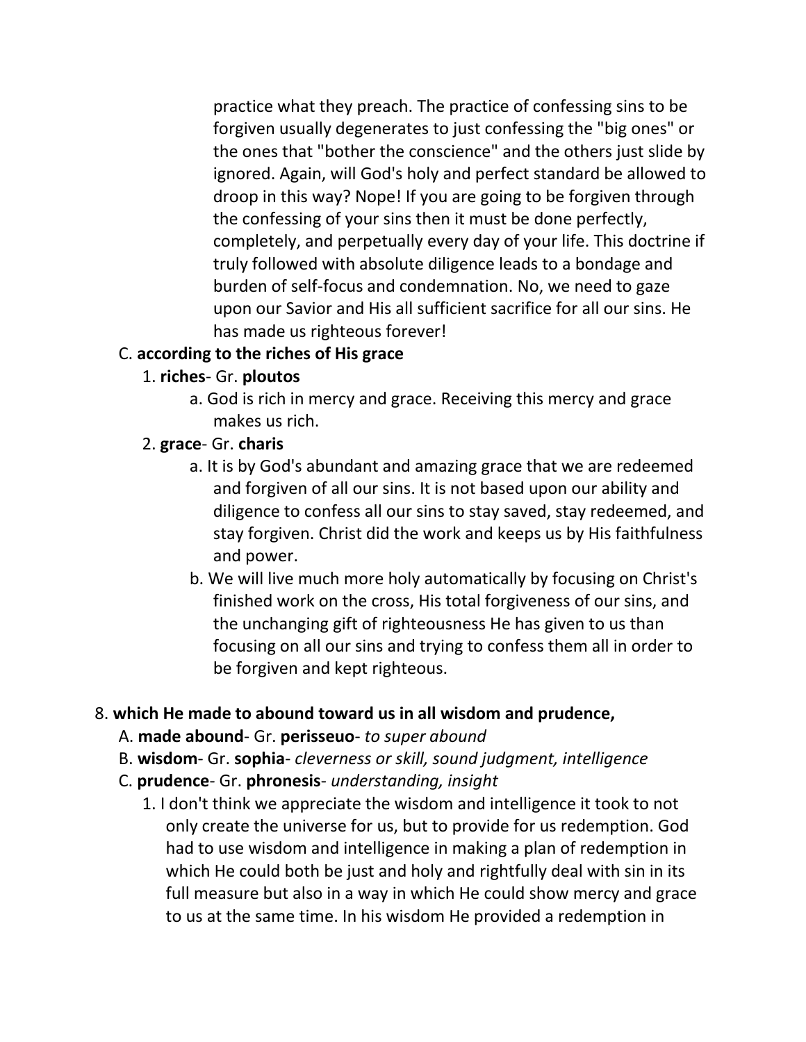practice what they preach. The practice of confessing sins to be forgiven usually degenerates to just confessing the "big ones" or the ones that "bother the conscience" and the others just slide by ignored. Again, will God's holy and perfect standard be allowed to droop in this way? Nope! If you are going to be forgiven through the confessing of your sins then it must be done perfectly, completely, and perpetually every day of your life. This doctrine if truly followed with absolute diligence leads to a bondage and burden of self-focus and condemnation. No, we need to gaze upon our Savior and His all sufficient sacrifice for all our sins. He has made us righteous forever!

C. **according to the riches of His grace**

1. **riches**- Gr. **ploutos**
   - a. God is rich in mercy and grace. Receiving this mercy and grace makes us rich.
2. **grace**- Gr. **charis**
   - a. It is by God's abundant and amazing grace that we are redeemed and forgiven of all our sins. It is not based upon our ability and diligence to confess all our sins to stay saved, stay redeemed, and stay forgiven. Christ did the work and keeps us by His faithfulness and power.
   - b. We will live much more holy automatically by focusing on Christ's finished work on the cross, His total forgiveness of our sins, and the unchanging gift of righteousness He has given to us than focusing on all our sins and trying to confess them all in order to be forgiven and kept righteous.

8. **which He made to abound toward us in all wisdom and prudence,**

A. **made abound**- Gr. **perisseuo**- *to super abound*

B. **wisdom**- Gr. **sophia**- *cleverness or skill, sound judgment, intelligence*

C. **prudence**- Gr. **phronesis**- *understanding, insight*

1. I don't think we appreciate the wisdom and intelligence it took to not only create the universe for us, but to provide for us redemption. God had to use wisdom and intelligence in making a plan of redemption in which He could both be just and holy and rightfully deal with sin in its full measure but also in a way in which He could show mercy and grace to us at the same time. In his wisdom He provided a redemption in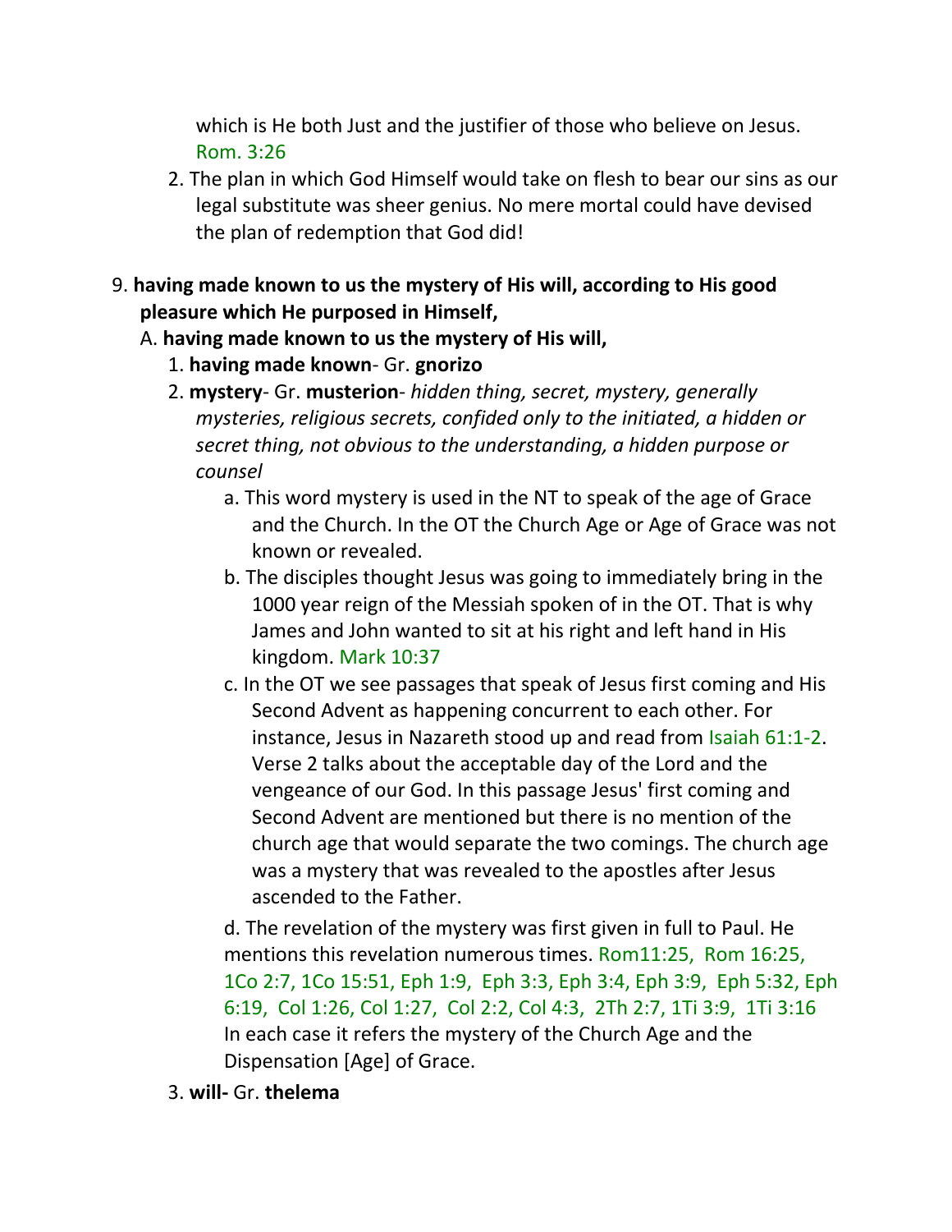which is He both Just and the justifier of those who believe on Jesus. Rom. 3:26

2. The plan in which God Himself would take on flesh to bear our sins as our legal substitute was sheer genius. No mere mortal could have devised the plan of redemption that God did!

9. **having made known to us the mystery of His will, according to His good pleasure which He purposed in Himself,**

   A. **having made known to us the mystery of His will,**

      1. **having made known**- Gr. **gnorizo**

      2. **mystery**- Gr. **musterion**- *hidden thing, secret, mystery, generally mysteries, religious secrets, confided only to the initiated, a hidden or secret thing, not obvious to the understanding, a hidden purpose or counsel*

         a. This word mystery is used in the NT to speak of the age of Grace and the Church. In the OT the Church Age or Age of Grace was not known or revealed.

         b. The disciples thought Jesus was going to immediately bring in the 1000 year reign of the Messiah spoken of in the OT. That is why James and John wanted to sit at his right and left hand in His kingdom. Mark 10:37

         c. In the OT we see passages that speak of Jesus first coming and His Second Advent as happening concurrent to each other. For instance, Jesus in Nazareth stood up and read from Isaiah 61:1-2. Verse 2 talks about the acceptable day of the Lord and the vengeance of our God. In this passage Jesus' first coming and Second Advent are mentioned but there is no mention of the church age that would separate the two comings. The church age was a mystery that was revealed to the apostles after Jesus ascended to the Father.

         d. The revelation of the mystery was first given in full to Paul. He mentions this revelation numerous times. Rom11:25, Rom 16:25, 1Co 2:7, 1Co 15:51, Eph 1:9, Eph 3:3, Eph 3:4, Eph 3:9, Eph 5:32, Eph 6:19, Col 1:26, Col 1:27, Col 2:2, Col 4:3, 2Th 2:7, 1Ti 3:9, 1Ti 3:16 In each case it refers the mystery of the Church Age and the Dispensation [Age] of Grace.

      3. **will-** Gr. **thelema**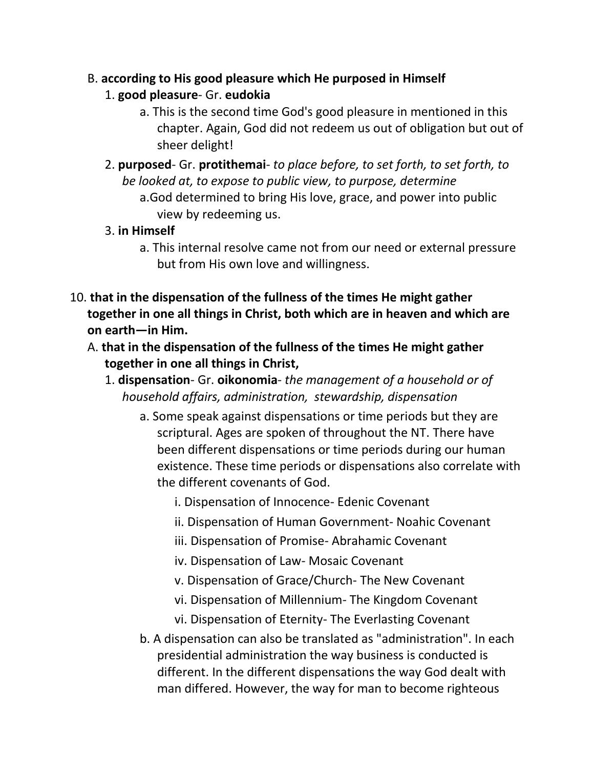B. **according to His good pleasure which He purposed in Himself**

1. **good pleasure**- Gr. **eudokia**

    a. This is the second time God's good pleasure in mentioned in this chapter. Again, God did not redeem us out of obligation but out of sheer delight!

2. **purposed**- Gr. **protithemai**- *to place before, to set forth, to set forth, to be looked at, to expose to public view, to purpose, determine*

    a.God determined to bring His love, grace, and power into public view by redeeming us.

3. **in Himself**

    a. This internal resolve came not from our need or external pressure but from His own love and willingness.

10. **that in the dispensation of the fullness of the times He might gather together in one all things in Christ, both which are in heaven and which are on earth—in Him.**

A. **that in the dispensation of the fullness of the times He might gather together in one all things in Christ,**

1. **dispensation**- Gr. **oikonomia**- *the management of a household or of household affairs, administration, stewardship, dispensation*

    a. Some speak against dispensations or time periods but they are scriptural. Ages are spoken of throughout the NT. There have been different dispensations or time periods during our human existence. These time periods or dispensations also correlate with the different covenants of God.

    i. Dispensation of Innocence- Edenic Covenant

    ii. Dispensation of Human Government- Noahic Covenant

    iii. Dispensation of Promise- Abrahamic Covenant

    iv. Dispensation of Law- Mosaic Covenant

    v. Dispensation of Grace/Church- The New Covenant

    vi. Dispensation of Millennium- The Kingdom Covenant

    vi. Dispensation of Eternity- The Everlasting Covenant

    b. A dispensation can also be translated as "administration". In each presidential administration the way business is conducted is different. In the different dispensations the way God dealt with man differed. However, the way for man to become righteous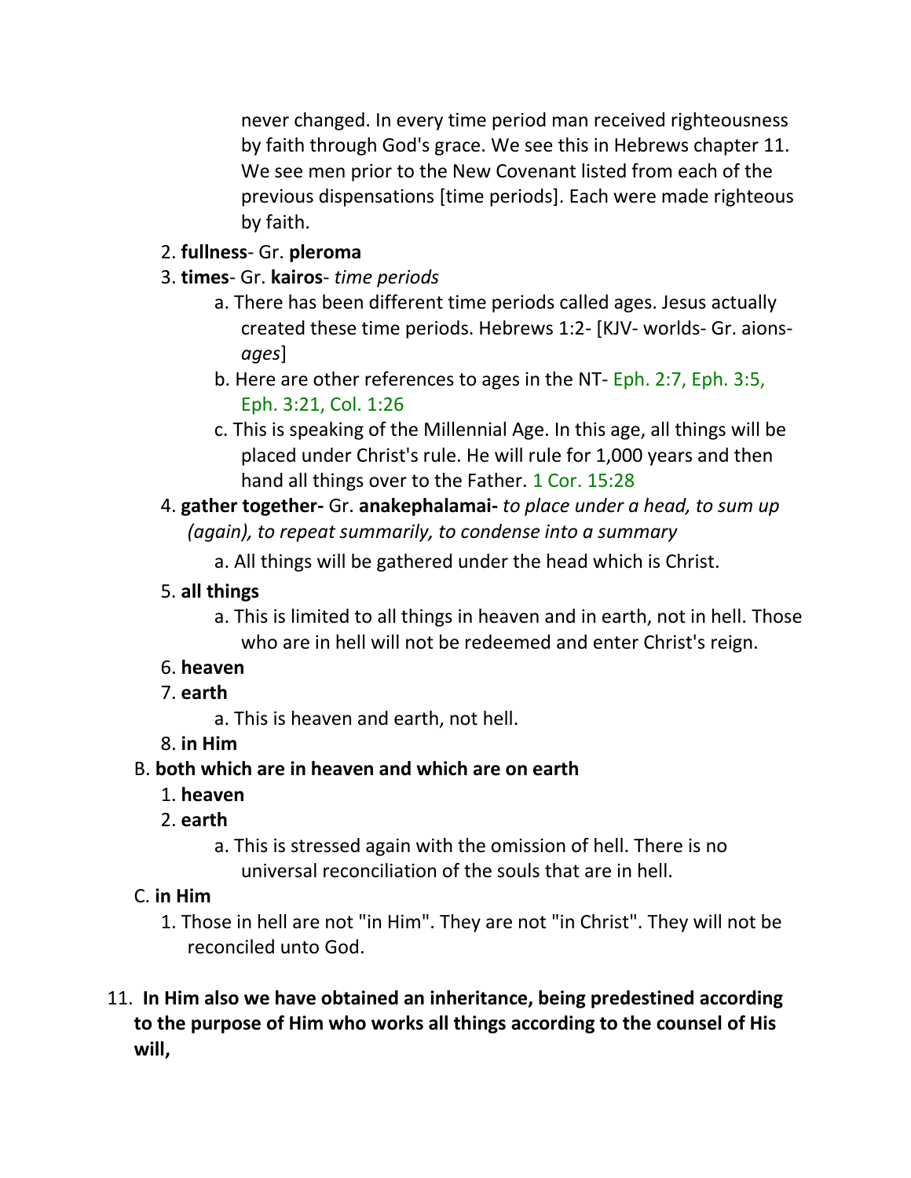never changed. In every time period man received righteousness by faith through God's grace. We see this in Hebrews chapter 11. We see men prior to the New Covenant listed from each of the previous dispensations [time periods]. Each were made righteous by faith.

2. **fullness**- Gr. **pleroma**
3. **times**- Gr. **kairos**- *time periods*
    a. There has been different time periods called ages. Jesus actually created these time periods. Hebrews 1:2- [KJV- worlds- Gr. aions- *ages*]
    b. Here are other references to ages in the NT- Eph. 2:7, Eph. 3:5, Eph. 3:21, Col. 1:26
    c. This is speaking of the Millennial Age. In this age, all things will be placed under Christ's rule. He will rule for 1,000 years and then hand all things over to the Father. 1 Cor. 15:28
4. **gather together-** Gr. **anakephalamai-** *to place under a head, to sum up (again), to repeat summarily, to condense into a summary*
    a. All things will be gathered under the head which is Christ.
5. **all things**
    a. This is limited to all things in heaven and in earth, not in hell. Those who are in hell will not be redeemed and enter Christ's reign.
6. **heaven**
7. **earth**
    a. This is heaven and earth, not hell.
8. **in Him**

B. **both which are in heaven and which are on earth**
1. **heaven**
2. **earth**
    a. This is stressed again with the omission of hell. There is no universal reconciliation of the souls that are in hell.

C. **in Him**
1. Those in hell are not "in Him". They are not "in Christ". They will not be reconciled unto God.

11. **In Him also we have obtained an inheritance, being predestined according to the purpose of Him who works all things according to the counsel of His will,**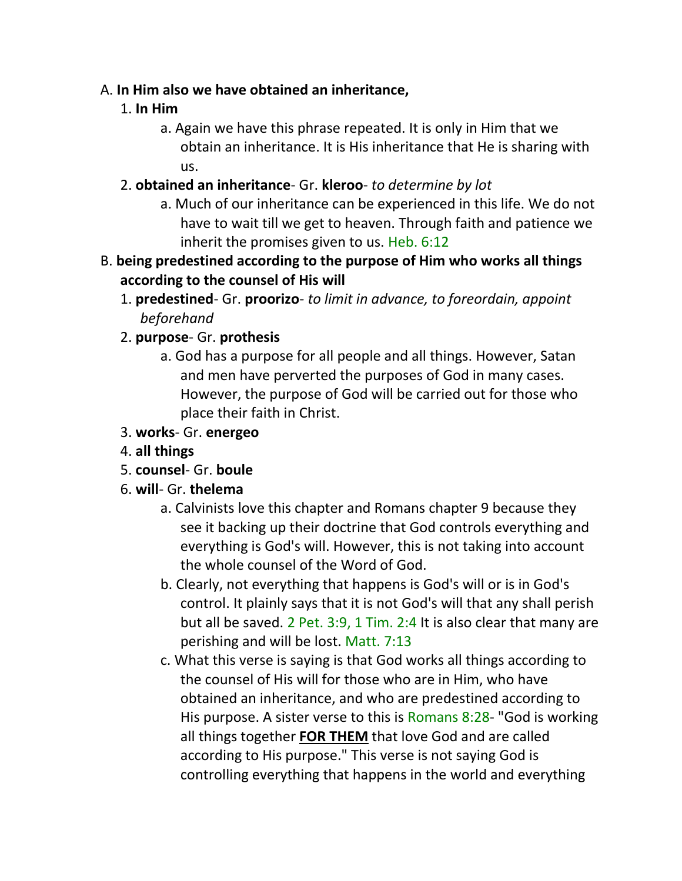A. **In Him also we have obtained an inheritance,**

1. **In Him**
    a. Again we have this phrase repeated. It is only in Him that we obtain an inheritance. It is His inheritance that He is sharing with us.
2. **obtained an inheritance**- Gr. **kleroo**- *to determine by lot*
    a. Much of our inheritance can be experienced in this life. We do not have to wait till we get to heaven. Through faith and patience we inherit the promises given to us. Heb. 6:12

B. **being predestined according to the purpose of Him who works all things according to the counsel of His will**

1. **predestined**- Gr. **proorizo**- *to limit in advance, to foreordain, appoint beforehand*
2. **purpose**- Gr. **prothesis**
    a. God has a purpose for all people and all things. However, Satan and men have perverted the purposes of God in many cases. However, the purpose of God will be carried out for those who place their faith in Christ.
3. **works**- Gr. **energeo**
4. **all things**
5. **counsel**- Gr. **boule**
6. **will**- Gr. **thelema**
    a. Calvinists love this chapter and Romans chapter 9 because they see it backing up their doctrine that God controls everything and everything is God's will. However, this is not taking into account the whole counsel of the Word of God.
    b. Clearly, not everything that happens is God's will or is in God's control. It plainly says that it is not God's will that any shall perish but all be saved. 2 Pet. 3:9, 1 Tim. 2:4 It is also clear that many are perishing and will be lost. Matt. 7:13
    c. What this verse is saying is that God works all things according to the counsel of His will for those who are in Him, who have obtained an inheritance, and who are predestined according to His purpose. A sister verse to this is Romans 8:28- "God is working all things together **FOR THEM** that love God and are called according to His purpose." This verse is not saying God is controlling everything that happens in the world and everything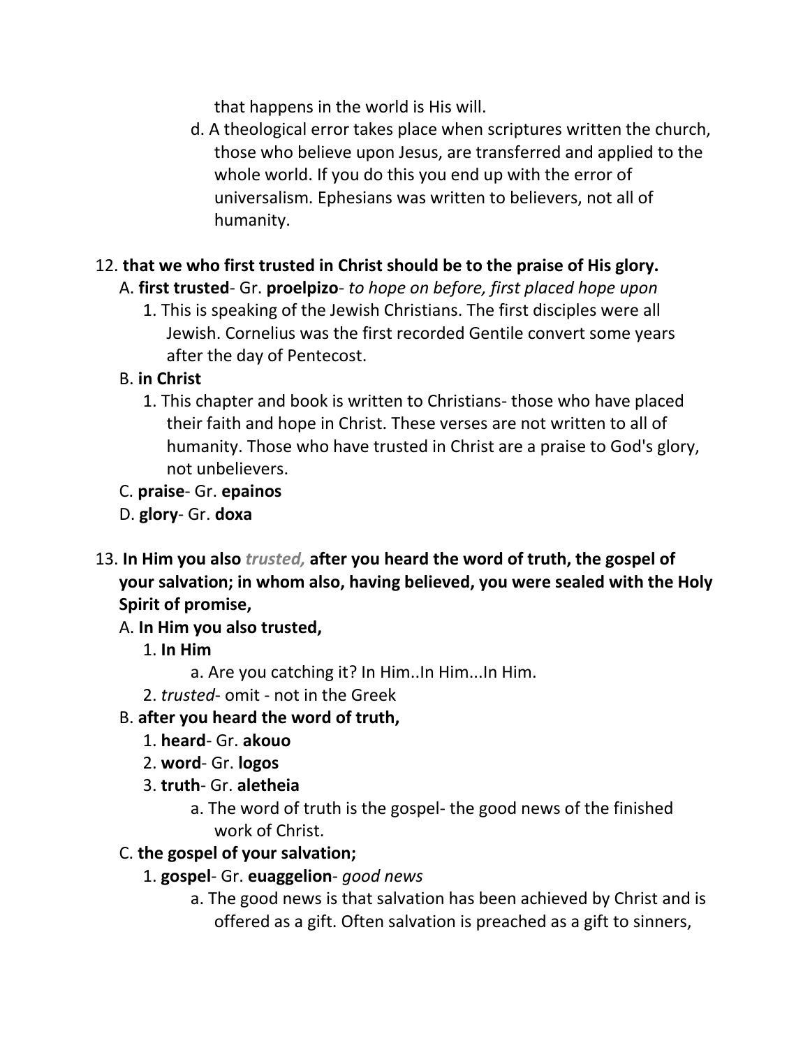that happens in the world is His will.

d. A theological error takes place when scriptures written the church, those who believe upon Jesus, are transferred and applied to the whole world. If you do this you end up with the error of universalism. Ephesians was written to believers, not all of humanity.

12. **that we who first trusted in Christ should be to the praise of His glory.**

A. **first trusted**- Gr. **proelpizo**- *to hope on before, first placed hope upon*

1. This is speaking of the Jewish Christians. The first disciples were all Jewish. Cornelius was the first recorded Gentile convert some years after the day of Pentecost.

B. **in Christ**

1. This chapter and book is written to Christians- those who have placed their faith and hope in Christ. These verses are not written to all of humanity. Those who have trusted in Christ are a praise to God's glory, not unbelievers.

C. **praise**- Gr. **epainos**

D. **glory**- Gr. **doxa**

13. **In Him you also *trusted,* after you heard the word of truth, the gospel of your salvation; in whom also, having believed, you were sealed with the Holy Spirit of promise,**

A. **In Him you also trusted,**

1. **In Him**

a. Are you catching it? In Him..In Him...In Him.

2. *trusted*- omit - not in the Greek

B. **after you heard the word of truth,**

1. **heard**- Gr. **akouo**

2. **word**- Gr. **logos**

3. **truth**- Gr. **aletheia**

a. The word of truth is the gospel- the good news of the finished work of Christ.

C. **the gospel of your salvation;**

1. **gospel**- Gr. **euaggelion**- *good news*

a. The good news is that salvation has been achieved by Christ and is offered as a gift. Often salvation is preached as a gift to sinners,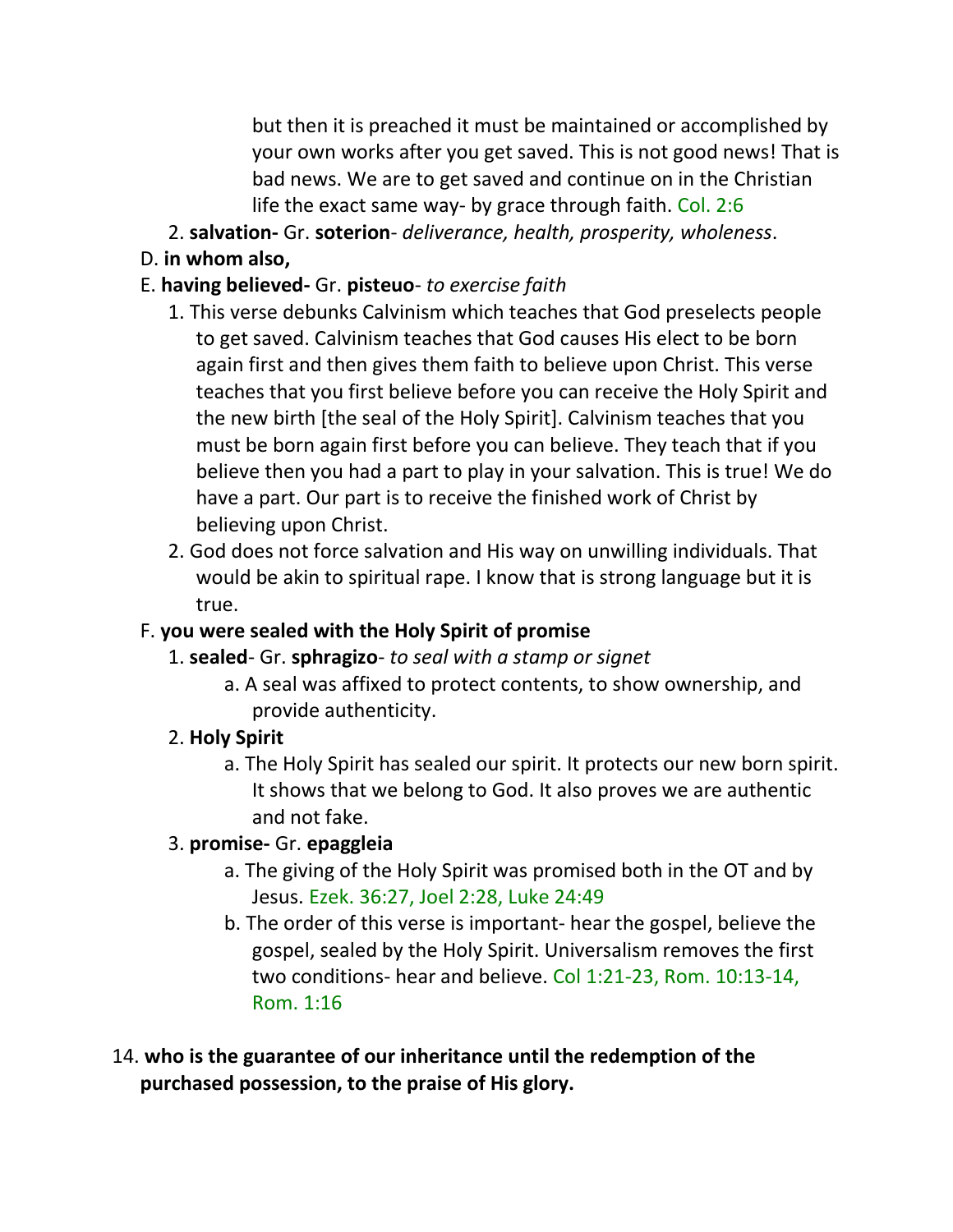but then it is preached it must be maintained or accomplished by your own works after you get saved. This is not good news! That is bad news. We are to get saved and continue on in the Christian life the exact same way- by grace through faith. Col. 2:6

2. **salvation-** Gr. **soterion**- *deliverance, health, prosperity, wholeness*.

D. **in whom also,**

E. **having believed-** Gr. **pisteuo**- *to exercise faith*

1. This verse debunks Calvinism which teaches that God preselects people to get saved. Calvinism teaches that God causes His elect to be born again first and then gives them faith to believe upon Christ. This verse teaches that you first believe before you can receive the Holy Spirit and the new birth [the seal of the Holy Spirit]. Calvinism teaches that you must be born again first before you can believe. They teach that if you believe then you had a part to play in your salvation. This is true! We do have a part. Our part is to receive the finished work of Christ by believing upon Christ.
2. God does not force salvation and His way on unwilling individuals. That would be akin to spiritual rape. I know that is strong language but it is true.

F. **you were sealed with the Holy Spirit of promise**

1. **sealed**- Gr. **sphragizo**- *to seal with a stamp or signet*
   a. A seal was affixed to protect contents, to show ownership, and provide authenticity.
2. **Holy Spirit**
   a. The Holy Spirit has sealed our spirit. It protects our new born spirit. It shows that we belong to God. It also proves we are authentic and not fake.
3. **promise-** Gr. **epaggleia**
   a. The giving of the Holy Spirit was promised both in the OT and by Jesus. Ezek. 36:27, Joel 2:28, Luke 24:49
   b. The order of this verse is important- hear the gospel, believe the gospel, sealed by the Holy Spirit. Universalism removes the first two conditions- hear and believe. Col 1:21-23, Rom. 10:13-14, Rom. 1:16

14. **who is the guarantee of our inheritance until the redemption of the purchased possession, to the praise of His glory.**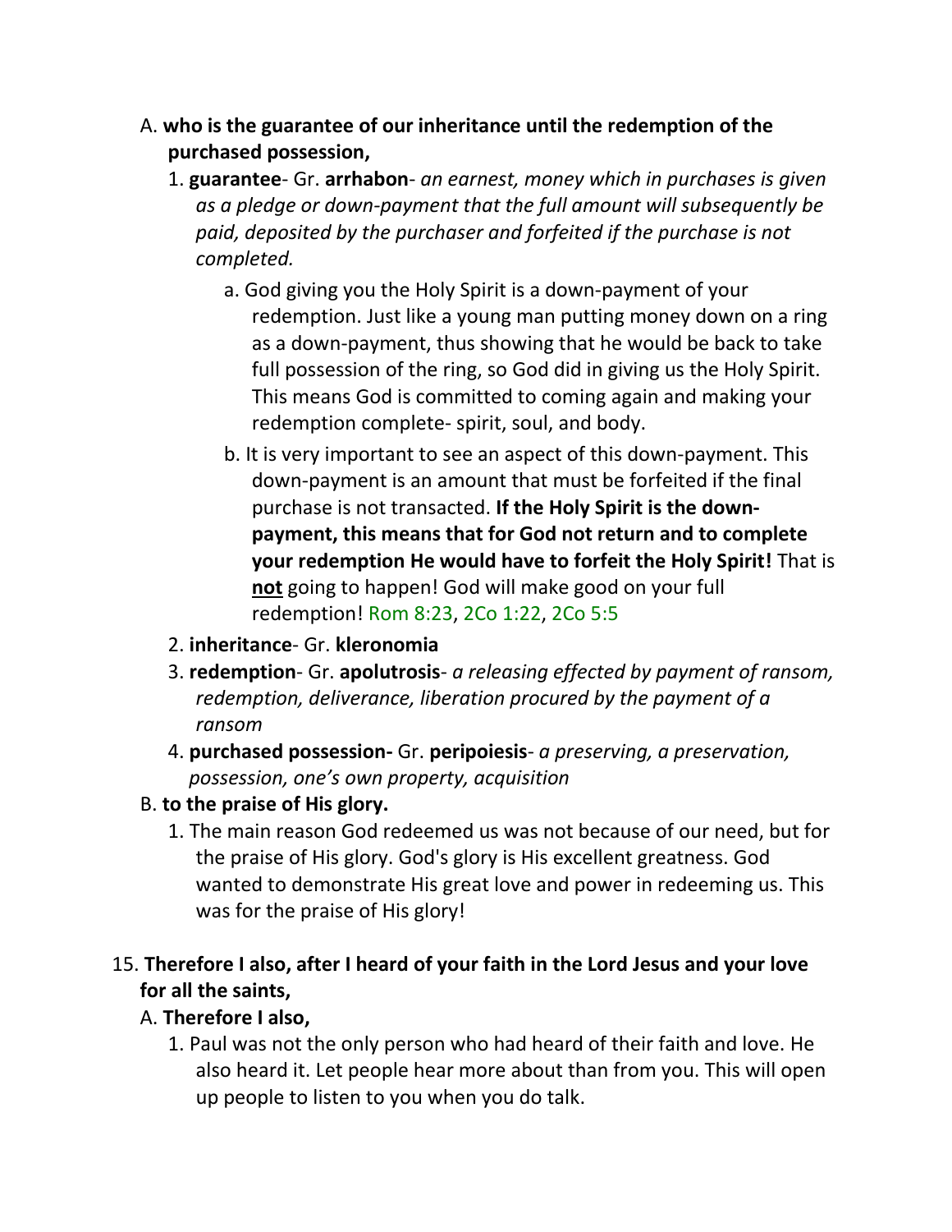A. **who is the guarantee of our inheritance until the redemption of the purchased possession,**

1. **guarantee**- Gr. **arrhabon**- *an earnest, money which in purchases is given as a pledge or down-payment that the full amount will subsequently be paid, deposited by the purchaser and forfeited if the purchase is not completed.*

   a. God giving you the Holy Spirit is a down-payment of your redemption. Just like a young man putting money down on a ring as a down-payment, thus showing that he would be back to take full possession of the ring, so God did in giving us the Holy Spirit. This means God is committed to coming again and making your redemption complete- spirit, soul, and body.

   b. It is very important to see an aspect of this down-payment. This down-payment is an amount that must be forfeited if the final purchase is not transacted. **If the Holy Spirit is the down-payment, this means that for God not return and to complete your redemption He would have to forfeit the Holy Spirit!** That is **not** going to happen! God will make good on your full redemption! Rom 8:23, 2Co 1:22, 2Co 5:5

2. **inheritance**- Gr. **kleronomia**

3. **redemption**- Gr. **apolutrosis**- *a releasing effected by payment of ransom, redemption, deliverance, liberation procured by the payment of a ransom*

4. **purchased possession-** Gr. **peripoiesis**- *a preserving, a preservation, possession, one's own property, acquisition*

B. **to the praise of His glory.**

1. The main reason God redeemed us was not because of our need, but for the praise of His glory. God's glory is His excellent greatness. God wanted to demonstrate His great love and power in redeeming us. This was for the praise of His glory!

15. **Therefore I also, after I heard of your faith in the Lord Jesus and your love for all the saints,**

A. **Therefore I also,**

1. Paul was not the only person who had heard of their faith and love. He also heard it. Let people hear more about than from you. This will open up people to listen to you when you do talk.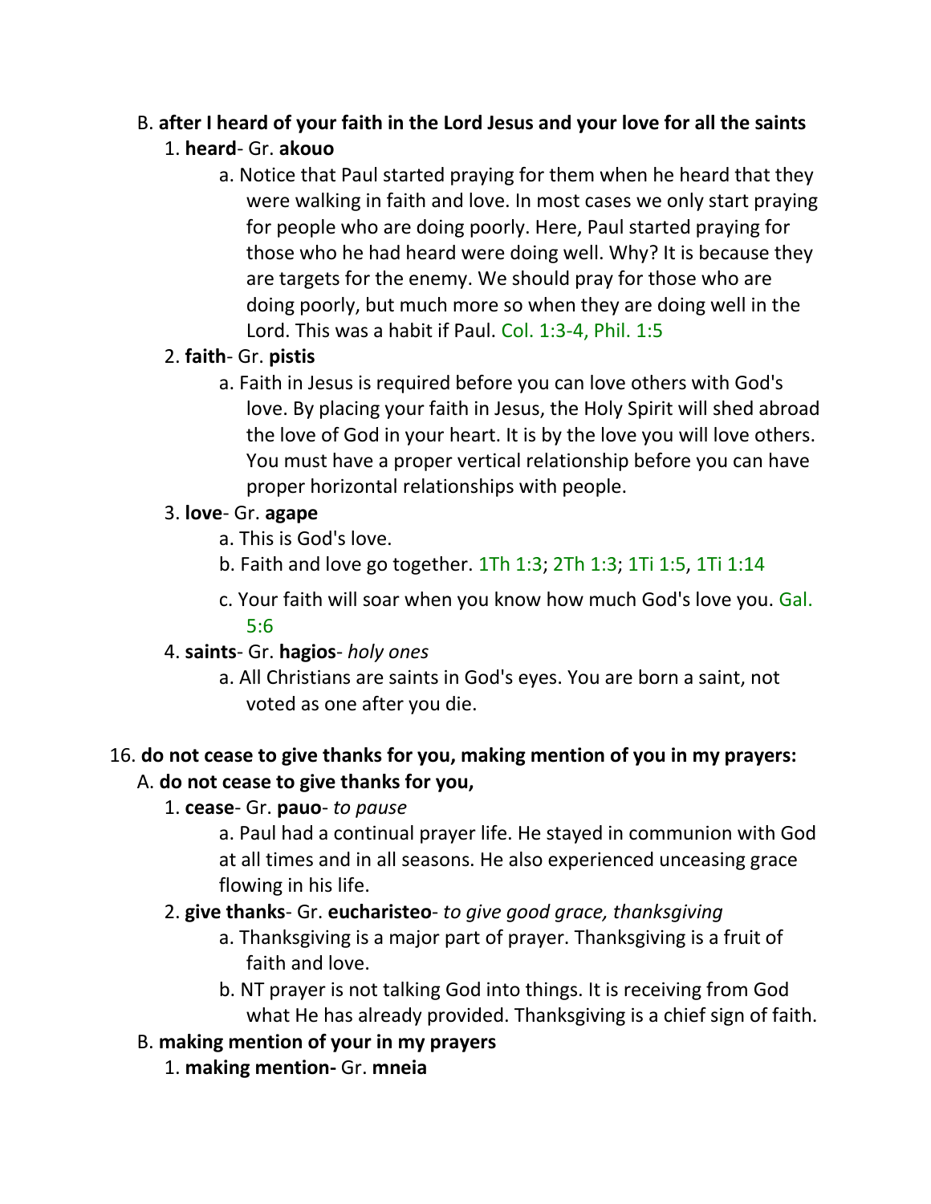B. **after I heard of your faith in the Lord Jesus and your love for all the saints**

1. **heard**- Gr. **akouo**
   - a. Notice that Paul started praying for them when he heard that they were walking in faith and love. In most cases we only start praying for people who are doing poorly. Here, Paul started praying for those who he had heard were doing well. Why? It is because they are targets for the enemy. We should pray for those who are doing poorly, but much more so when they are doing well in the Lord. This was a habit if Paul. Col. 1:3-4, Phil. 1:5
2. **faith**- Gr. **pistis**
   - a. Faith in Jesus is required before you can love others with God's love. By placing your faith in Jesus, the Holy Spirit will shed abroad the love of God in your heart. It is by the love you will love others. You must have a proper vertical relationship before you can have proper horizontal relationships with people.
3. **love**- Gr. **agape**
   - a. This is God's love.
   - b. Faith and love go together. 1Th 1:3; 2Th 1:3; 1Ti 1:5, 1Ti 1:14
   - c. Your faith will soar when you know how much God's love you. Gal. 5:6
4. **saints**- Gr. **hagios**- *holy ones*
   - a. All Christians are saints in God's eyes. You are born a saint, not voted as one after you die.

16. **do not cease to give thanks for you, making mention of you in my prayers:**

A. **do not cease to give thanks for you,**

1. **cease**- Gr. **pauo**- *to pause*
   - a. Paul had a continual prayer life. He stayed in communion with God at all times and in all seasons. He also experienced unceasing grace flowing in his life.
2. **give thanks**- Gr. **eucharisteo**- *to give good grace, thanksgiving*
   - a. Thanksgiving is a major part of prayer. Thanksgiving is a fruit of faith and love.
   - b. NT prayer is not talking God into things. It is receiving from God what He has already provided. Thanksgiving is a chief sign of faith.

B. **making mention of your in my prayers**

1. **making mention-** Gr. **mneia**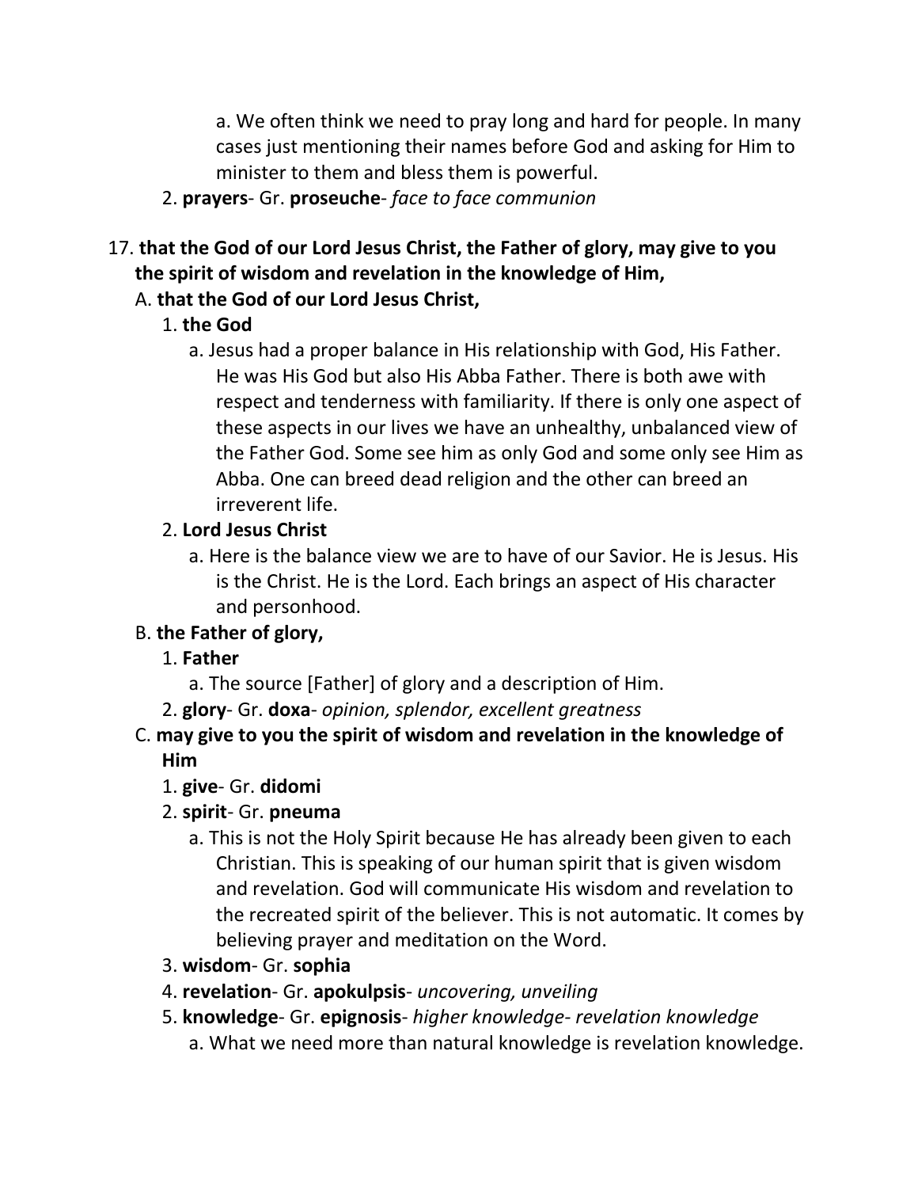a. We often think we need to pray long and hard for people. In many cases just mentioning their names before God and asking for Him to minister to them and bless them is powerful.
2. **prayers**- Gr. **proseuche**- *face to face communion*

17. **that the God of our Lord Jesus Christ, the Father of glory, may give to you the spirit of wisdom and revelation in the knowledge of Him,**

A. **that the God of our Lord Jesus Christ,**

1. **the God**
   a. Jesus had a proper balance in His relationship with God, His Father. He was His God but also His Abba Father. There is both awe with respect and tenderness with familiarity. If there is only one aspect of these aspects in our lives we have an unhealthy, unbalanced view of the Father God. Some see him as only God and some only see Him as Abba. One can breed dead religion and the other can breed an irreverent life.
2. **Lord Jesus Christ**
   a. Here is the balance view we are to have of our Savior. He is Jesus. His is the Christ. He is the Lord. Each brings an aspect of His character and personhood.

B. **the Father of glory,**

1. **Father**
   a. The source [Father] of glory and a description of Him.
2. **glory**- Gr. **doxa**- *opinion, splendor, excellent greatness*

C. **may give to you the spirit of wisdom and revelation in the knowledge of Him**

1. **give**- Gr. **didomi**
2. **spirit**- Gr. **pneuma**
   a. This is not the Holy Spirit because He has already been given to each Christian. This is speaking of our human spirit that is given wisdom and revelation. God will communicate His wisdom and revelation to the recreated spirit of the believer. This is not automatic. It comes by believing prayer and meditation on the Word.
3. **wisdom**- Gr. **sophia**
4. **revelation**- Gr. **apokulpsis**- *uncovering, unveiling*
5. **knowledge**- Gr. **epignosis**- *higher knowledge- revelation knowledge*
   a. What we need more than natural knowledge is revelation knowledge.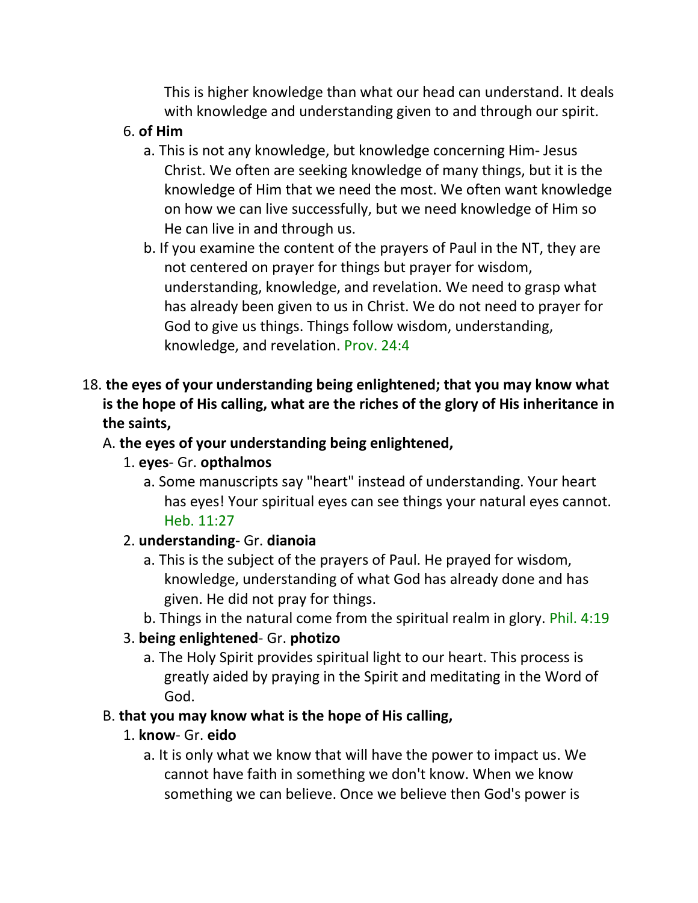This is higher knowledge than what our head can understand. It deals with knowledge and understanding given to and through our spirit.

6. **of Him**
   a. This is not any knowledge, but knowledge concerning Him- Jesus Christ. We often are seeking knowledge of many things, but it is the knowledge of Him that we need the most. We often want knowledge on how we can live successfully, but we need knowledge of Him so He can live in and through us.
   b. If you examine the content of the prayers of Paul in the NT, they are not centered on prayer for things but prayer for wisdom, understanding, knowledge, and revelation. We need to grasp what has already been given to us in Christ. We do not need to prayer for God to give us things. Things follow wisdom, understanding, knowledge, and revelation. Prov. 24:4

18. **the eyes of your understanding being enlightened; that you may know what is the hope of His calling, what are the riches of the glory of His inheritance in the saints,**

   A. **the eyes of your understanding being enlightened,**
      1. **eyes**- Gr. **opthalmos**
         a. Some manuscripts say "heart" instead of understanding. Your heart has eyes! Your spiritual eyes can see things your natural eyes cannot. Heb. 11:27
      2. **understanding**- Gr. **dianoia**
         a. This is the subject of the prayers of Paul. He prayed for wisdom, knowledge, understanding of what God has already done and has given. He did not pray for things.
         b. Things in the natural come from the spiritual realm in glory. Phil. 4:19
      3. **being enlightened**- Gr. **photizo**
         a. The Holy Spirit provides spiritual light to our heart. This process is greatly aided by praying in the Spirit and meditating in the Word of God.

   B. **that you may know what is the hope of His calling,**
      1. **know**- Gr. **eido**
         a. It is only what we know that will have the power to impact us. We cannot have faith in something we don't know. When we know something we can believe. Once we believe then God's power is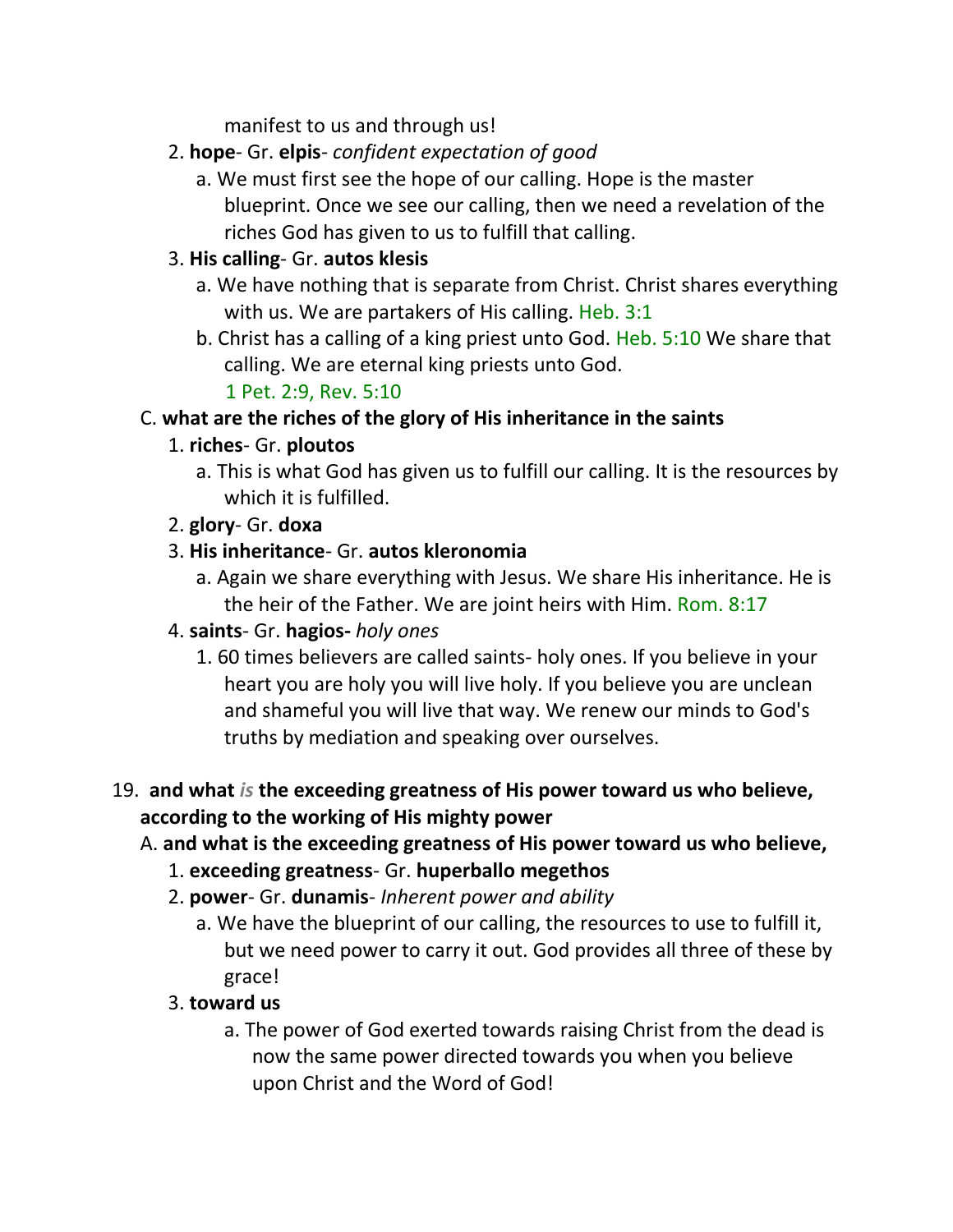manifest to us and through us!

2. **hope**- Gr. **elpis**- *confident expectation of good*
   a. We must first see the hope of our calling. Hope is the master blueprint. Once we see our calling, then we need a revelation of the riches God has given to us to fulfill that calling.
3. **His calling**- Gr. **autos klesis**
   a. We have nothing that is separate from Christ. Christ shares everything with us. We are partakers of His calling. Heb. 3:1
   b. Christ has a calling of a king priest unto God. Heb. 5:10 We share that calling. We are eternal king priests unto God.
      1 Pet. 2:9, Rev. 5:10

C. **what are the riches of the glory of His inheritance in the saints**

1. **riches**- Gr. **ploutos**
   a. This is what God has given us to fulfill our calling. It is the resources by which it is fulfilled.
2. **glory**- Gr. **doxa**
3. **His inheritance**- Gr. **autos kleronomia**
   a. Again we share everything with Jesus. We share His inheritance. He is the heir of the Father. We are joint heirs with Him. Rom. 8:17
4. **saints**- Gr. **hagios-** *holy ones*
   1. 60 times believers are called saints- holy ones. If you believe in your heart you are holy you will live holy. If you believe you are unclean and shameful you will live that way. We renew our minds to God's truths by mediation and speaking over ourselves.

19. **and what** *is* **the exceeding greatness of His power toward us who believe, according to the working of His mighty power**

A. **and what is the exceeding greatness of His power toward us who believe,**

1. **exceeding greatness**- Gr. **huperballo megethos**
2. **power**- Gr. **dunamis**- *Inherent power and ability*
   a. We have the blueprint of our calling, the resources to use to fulfill it, but we need power to carry it out. God provides all three of these by grace!
3. **toward us**
   a. The power of God exerted towards raising Christ from the dead is now the same power directed towards you when you believe upon Christ and the Word of God!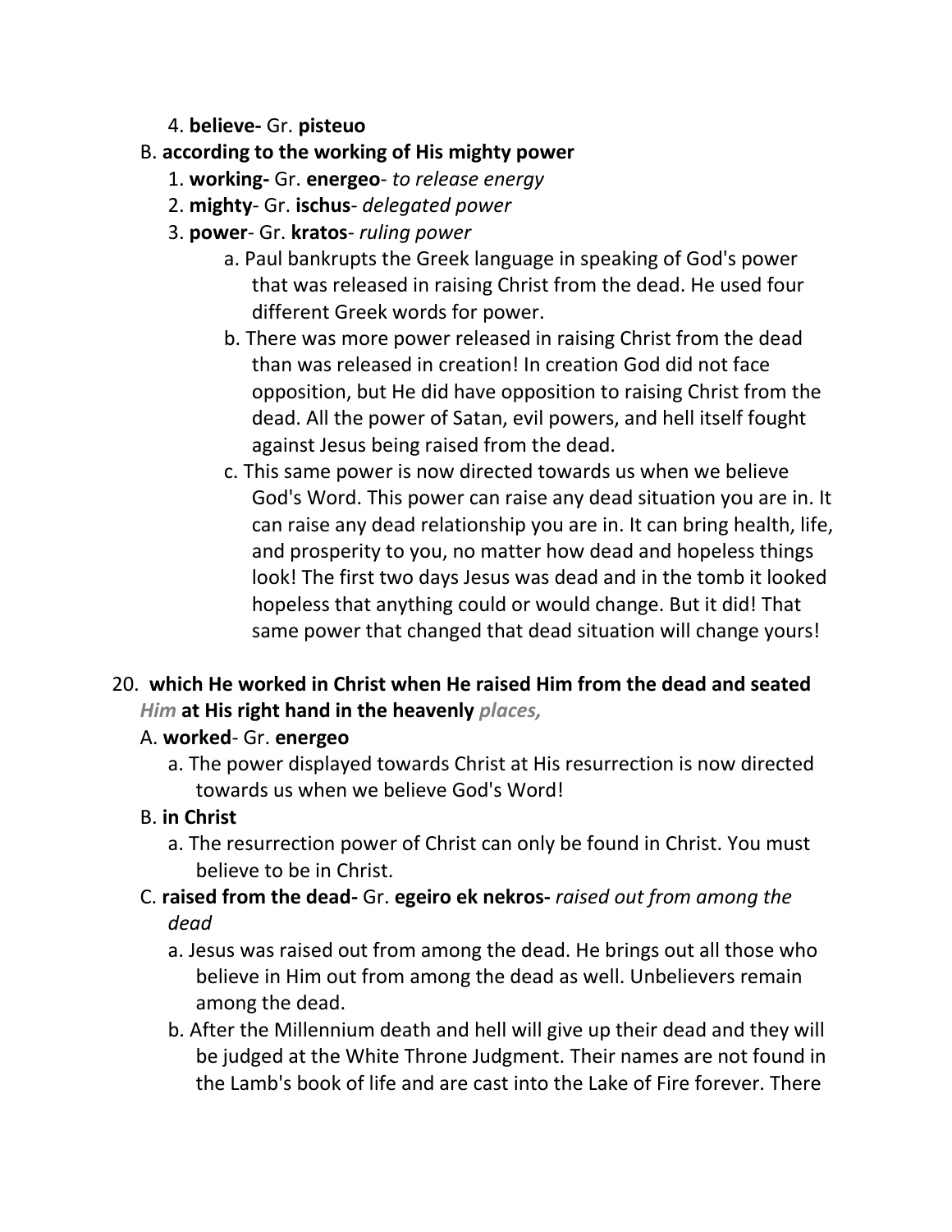4. **believe-** Gr. **pisteuo**

B. **according to the working of His mighty power**

1. **working-** Gr. **energeo**- *to release energy*
2. **mighty**- Gr. **ischus**- *delegated power*
3. **power**- Gr. **kratos**- *ruling power*
    a. Paul bankrupts the Greek language in speaking of God's power that was released in raising Christ from the dead. He used four different Greek words for power.
    b. There was more power released in raising Christ from the dead than was released in creation! In creation God did not face opposition, but He did have opposition to raising Christ from the dead. All the power of Satan, evil powers, and hell itself fought against Jesus being raised from the dead.
    c. This same power is now directed towards us when we believe God's Word. This power can raise any dead situation you are in. It can raise any dead relationship you are in. It can bring health, life, and prosperity to you, no matter how dead and hopeless things look! The first two days Jesus was dead and in the tomb it looked hopeless that anything could or would change. But it did! That same power that changed that dead situation will change yours!

20. **which He worked in Christ when He raised Him from the dead and seated** ***Him*** **at His right hand in the heavenly** ***places,***

A. **worked**- Gr. **energeo**

a. The power displayed towards Christ at His resurrection is now directed towards us when we believe God's Word!

B. **in Christ**

a. The resurrection power of Christ can only be found in Christ. You must believe to be in Christ.

C. **raised from the dead-** Gr. **egeiro ek nekros-** *raised out from among the dead*

a. Jesus was raised out from among the dead. He brings out all those who believe in Him out from among the dead as well. Unbelievers remain among the dead.

b. After the Millennium death and hell will give up their dead and they will be judged at the White Throne Judgment. Their names are not found in the Lamb's book of life and are cast into the Lake of Fire forever. There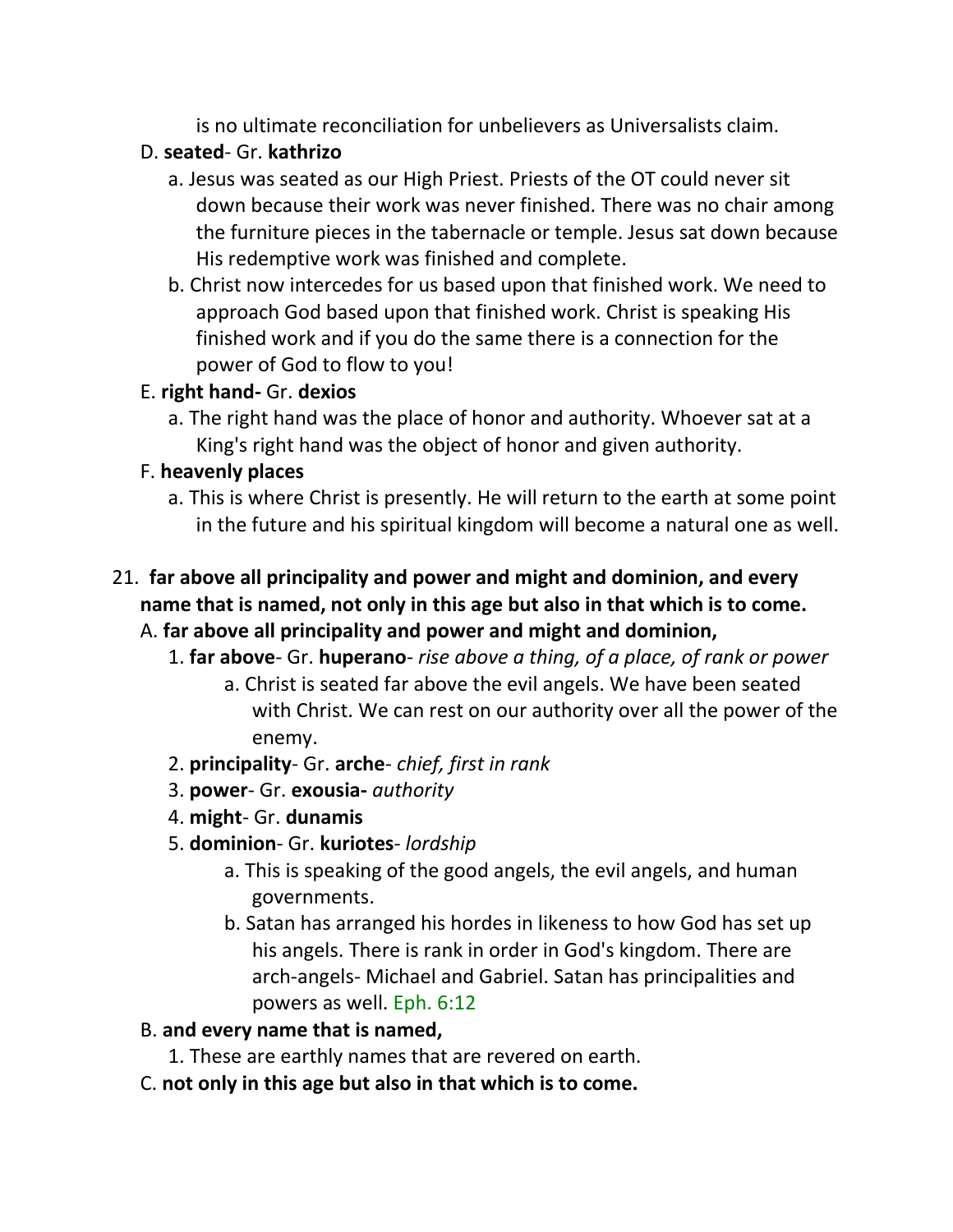is no ultimate reconciliation for unbelievers as Universalists claim.

D. **seated**- Gr. **kathrizo**

a. Jesus was seated as our High Priest. Priests of the OT could never sit down because their work was never finished. There was no chair among the furniture pieces in the tabernacle or temple. Jesus sat down because His redemptive work was finished and complete.

b. Christ now intercedes for us based upon that finished work. We need to approach God based upon that finished work. Christ is speaking His finished work and if you do the same there is a connection for the power of God to flow to you!

E. **right hand-** Gr. **dexios**

a. The right hand was the place of honor and authority. Whoever sat at a King's right hand was the object of honor and given authority.

F. **heavenly places**

a. This is where Christ is presently. He will return to the earth at some point in the future and his spiritual kingdom will become a natural one as well.

21. **far above all principality and power and might and dominion, and every name that is named, not only in this age but also in that which is to come.**

A. **far above all principality and power and might and dominion,**

1. **far above**- Gr. **huperano**- *rise above a thing, of a place, of rank or power*

a. Christ is seated far above the evil angels. We have been seated with Christ. We can rest on our authority over all the power of the enemy.

2. **principality**- Gr. **arche**- *chief, first in rank*

3. **power**- Gr. **exousia-** *authority*

4. **might**- Gr. **dunamis**

5. **dominion**- Gr. **kuriotes**- *lordship*

a. This is speaking of the good angels, the evil angels, and human governments.

b. Satan has arranged his hordes in likeness to how God has set up his angels. There is rank in order in God's kingdom. There are arch-angels- Michael and Gabriel. Satan has principalities and powers as well. Eph. 6:12

B. **and every name that is named,**

1. These are earthly names that are revered on earth.

C. **not only in this age but also in that which is to come.**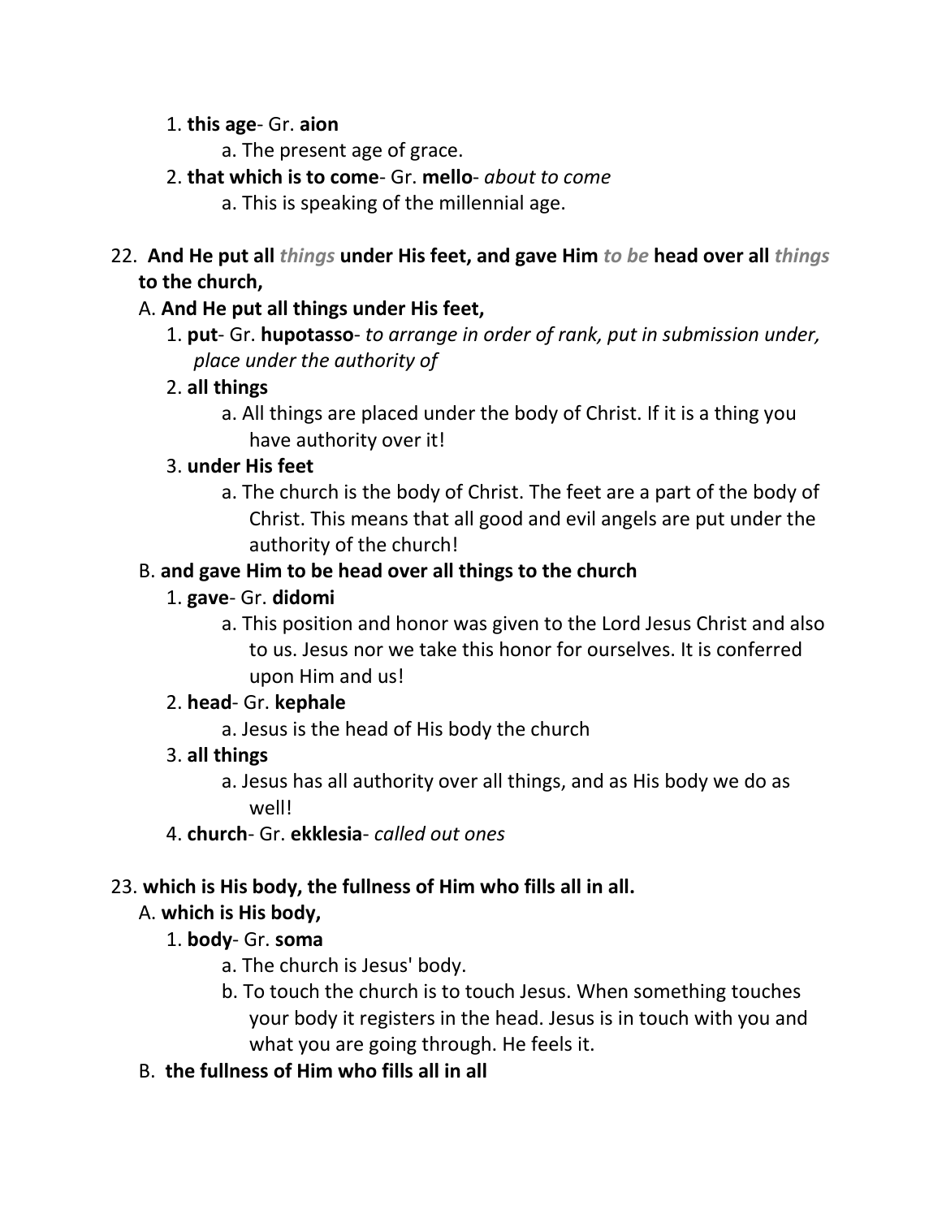1. **this age**- Gr. **aion**
    a. The present age of grace.
2. **that which is to come**- Gr. **mello**- *about to come*
    a. This is speaking of the millennial age.

22. **And He put all *things* under His feet, and gave Him *to be* head over all *things* to the church,**

A. **And He put all things under His feet,**

1. **put**- Gr. **hupotasso**- *to arrange in order of rank, put in submission under, place under the authority of*
2. **all things**
    a. All things are placed under the body of Christ. If it is a thing you have authority over it!
3. **under His feet**
    a. The church is the body of Christ. The feet are a part of the body of Christ. This means that all good and evil angels are put under the authority of the church!

B. **and gave Him to be head over all things to the church**

1. **gave**- Gr. **didomi**
    a. This position and honor was given to the Lord Jesus Christ and also to us. Jesus nor we take this honor for ourselves. It is conferred upon Him and us!
2. **head**- Gr. **kephale**
    a. Jesus is the head of His body the church
3. **all things**
    a. Jesus has all authority over all things, and as His body we do as well!
4. **church**- Gr. **ekklesia**- *called out ones*

23. **which is His body, the fullness of Him who fills all in all.**

A. **which is His body,**

1. **body**- Gr. **soma**
    a. The church is Jesus' body.
    b. To touch the church is to touch Jesus. When something touches your body it registers in the head. Jesus is in touch with you and what you are going through. He feels it.

B. **the fullness of Him who fills all in all**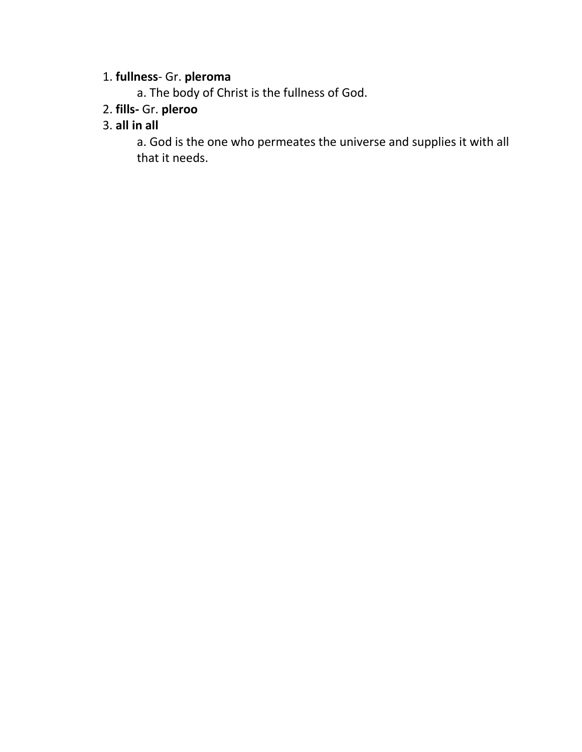1. **fullness**- Gr. **pleroma**
    a. The body of Christ is the fullness of God.
2. **fills-** Gr. **pleroo**
3. **all in all**
    a. God is the one who permeates the universe and supplies it with all that it needs.